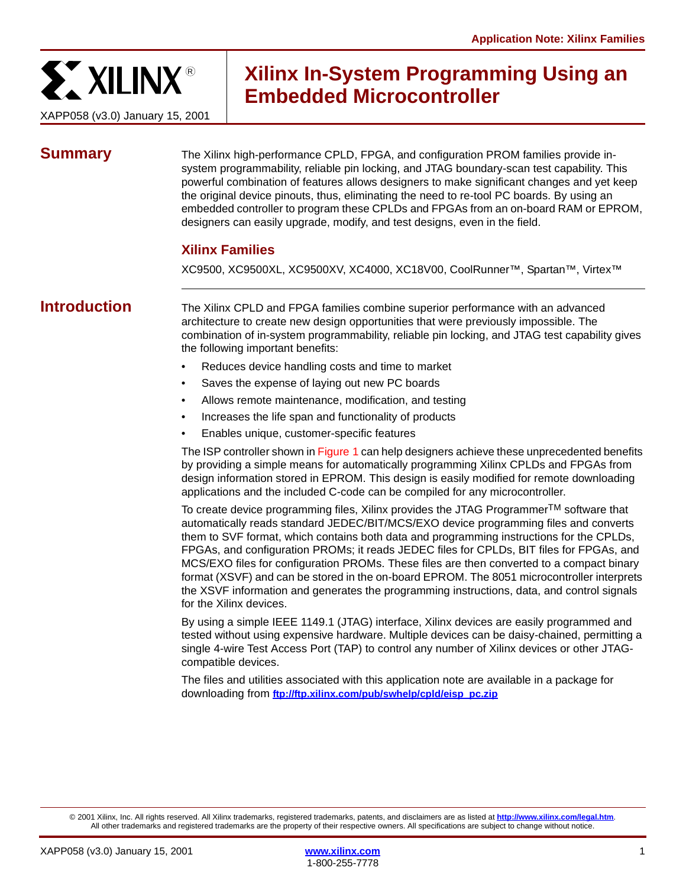Application Note: Xilinx Families

# Xilinx In-System Programming Using an Embedded Microcontroller

XAPP058 (v3.0) January 15, 2001

## Summary

The Xilinx high-performance CPLD, FPGA, and configuration PROM families provide in-system programmability, reliable pin locking, and JTAG boundary-scan test capability. This powerful combination of features allows designers to make significant changes and yet keep the original device pinouts, thus, eliminating the need to re-tool PC boards. By using an embedded controller to program these CPLDs and FPGAs from an on-board RAM or EPROM, designers can easily upgrade, modify, and test designs, even in the field.

### Xilinx Families

XC9500, XC9500XL, XC9500XV, XC4000, XC18V00, CoolRunner™, Spartan™, Virtex™

## Introduction

The Xilinx CPLD and FPGA families combine superior performance with an advanced architecture to create new design opportunities that were previously impossible. The combination of in-system programmability, reliable pin locking, and JTAG test capability gives the following important benefits:

- Reduces device handling costs and time to market
- Saves the expense of laying out new PC boards
- Allows remote maintenance, modification, and testing
- Increases the life span and functionality of products
- Enables unique, customer-specific features

The ISP controller shown in Figure 1 can help designers achieve these unprecedented benefits by providing a simple means for automatically programming Xilinx CPLDs and FPGAs from design information stored in EPROM. This design is easily modified for remote downloading applications and the included C-code can be compiled for any microcontroller.

To create device programming files, Xilinx provides the JTAG Programmer™ software that automatically reads standard JEDEC/BIT/MCS/EXO device programming files and converts them to SVF format, which contains both data and programming instructions for the CPLDs, FPGAs, and configuration PROMs; it reads JEDEC files for CPLDs, BIT files for FPGAs, and MCS/EXO files for configuration PROMs. These files are then converted to a compact binary format (XSVF) and can be stored in the on-board EPROM. The 8051 microcontroller interprets the XSVF information and generates the programming instructions, data, and control signals for the Xilinx devices.

By using a simple IEEE 1149.1 (JTAG) interface, Xilinx devices are easily programmed and tested without using expensive hardware. Multiple devices can be daisy-chained, permitting a single 4-wire Test Access Port (TAP) to control any number of Xilinx devices or other JTAG-compatible devices.

The files and utilities associated with this application note are available in a package for downloading from **ftp://ftp.xilinx.com/pub/swhelp/cpld/eisp_pc.zip**

© 2001 Xilinx, Inc. All rights reserved. All Xilinx trademarks, registered trademarks, patents, and disclaimers are as listed at **http://www.xilinx.com/legal.htm**. All other trademarks and registered trademarks are the property of their respective owners. All specifications are subject to change without notice.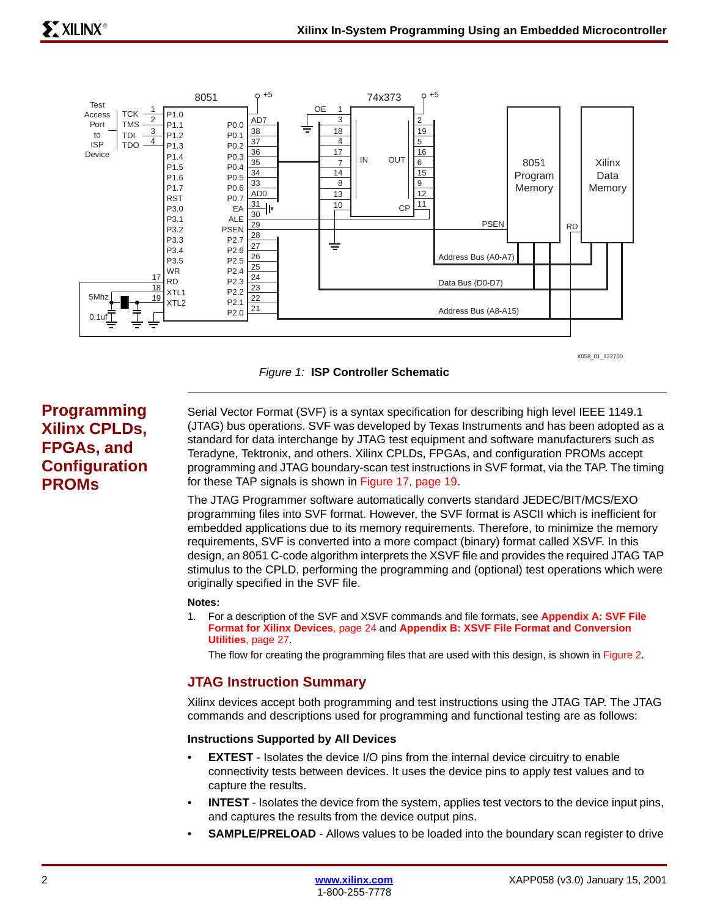Figure 1: **ISP Controller Schematic**

## Programming Xilinx CPLDs, FPGAs, and Configuration PROMs

Serial Vector Format (SVF) is a syntax specification for describing high level IEEE 1149.1 (JTAG) bus operations. SVF was developed by Texas Instruments and has been adopted as a standard for data interchange by JTAG test equipment and software manufacturers such as Teradyne, Tektronix, and others. Xilinx CPLDs, FPGAs, and configuration PROMs accept programming and JTAG boundary-scan test instructions in SVF format, via the TAP. The timing for these TAP signals is shown in Figure 17, page 19.

The JTAG Programmer software automatically converts standard JEDEC/BIT/MCS/EXO programming files into SVF format. However, the SVF format is ASCII which is inefficient for embedded applications due to its memory requirements. Therefore, to minimize the memory requirements, SVF is converted into a more compact (binary) format called XSVF. In this design, an 8051 C-code algorithm interprets the XSVF file and provides the required JTAG TAP stimulus to the CPLD, performing the programming and (optional) test operations which were originally specified in the SVF file.

**Notes:**

1. For a description of the SVF and XSVF commands and file formats, see **Appendix A: SVF File Format for Xilinx Devices**, page 24 and **Appendix B: XSVF File Format and Conversion Utilities**, page 27.

   The flow for creating the programming files that are used with this design, is shown in Figure 2.

### JTAG Instruction Summary

Xilinx devices accept both programming and test instructions using the JTAG TAP. The JTAG commands and descriptions used for programming and functional testing are as follows:

#### Instructions Supported by All Devices

- **EXTEST** - Isolates the device I/O pins from the internal device circuitry to enable connectivity tests between devices. It uses the device pins to apply test values and to capture the results.
- **INTEST** - Isolates the device from the system, applies test vectors to the device input pins, and captures the results from the device output pins.
- **SAMPLE/PRELOAD** - Allows values to be loaded into the boundary scan register to drive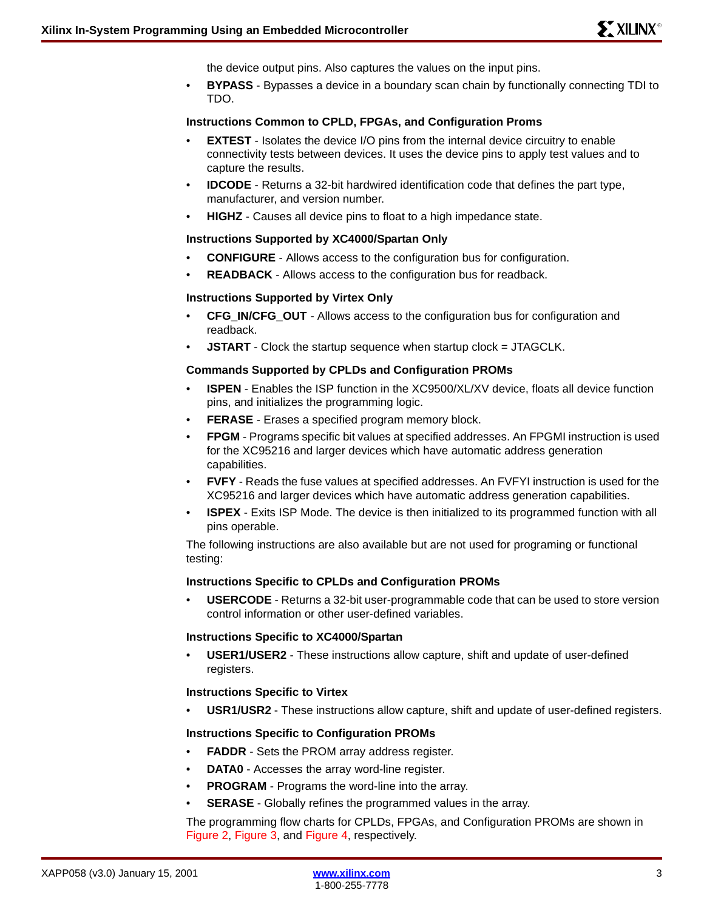the device output pins. Also captures the values on the input pins.

- **BYPASS** - Bypasses a device in a boundary scan chain by functionally connecting TDI to TDO.

### Instructions Common to CPLD, FPGAs, and Configuration Proms

- **EXTEST** - Isolates the device I/O pins from the internal device circuitry to enable connectivity tests between devices. It uses the device pins to apply test values and to capture the results.
- **IDCODE** - Returns a 32-bit hardwired identification code that defines the part type, manufacturer, and version number.
- **HIGHZ** - Causes all device pins to float to a high impedance state.

### Instructions Supported by XC4000/Spartan Only

- **CONFIGURE** - Allows access to the configuration bus for configuration.
- **READBACK** - Allows access to the configuration bus for readback.

### Instructions Supported by Virtex Only

- **CFG_IN/CFG_OUT** - Allows access to the configuration bus for configuration and readback.
- **JSTART** - Clock the startup sequence when startup clock = JTAGCLK.

### Commands Supported by CPLDs and Configuration PROMs

- **ISPEN** - Enables the ISP function in the XC9500/XL/XV device, floats all device function pins, and initializes the programming logic.
- **FERASE** - Erases a specified program memory block.
- **FPGM** - Programs specific bit values at specified addresses. An FPGMI instruction is used for the XC95216 and larger devices which have automatic address generation capabilities.
- **FVFY** - Reads the fuse values at specified addresses. An FVFYI instruction is used for the XC95216 and larger devices which have automatic address generation capabilities.
- **ISPEX** - Exits ISP Mode. The device is then initialized to its programmed function with all pins operable.

The following instructions are also available but are not used for programing or functional testing:

### Instructions Specific to CPLDs and Configuration PROMs

- **USERCODE** - Returns a 32-bit user-programmable code that can be used to store version control information or other user-defined variables.

### Instructions Specific to XC4000/Spartan

- **USER1/USER2** - These instructions allow capture, shift and update of user-defined registers.

### Instructions Specific to Virtex

- **USR1/USR2** - These instructions allow capture, shift and update of user-defined registers.

### Instructions Specific to Configuration PROMs

- **FADDR** - Sets the PROM array address register.
- **DATA0** - Accesses the array word-line register.
- **PROGRAM** - Programs the word-line into the array.
- **SERASE** - Globally refines the programmed values in the array.

The programming flow charts for CPLDs, FPGAs, and Configuration PROMs are shown in Figure 2, Figure 3, and Figure 4, respectively.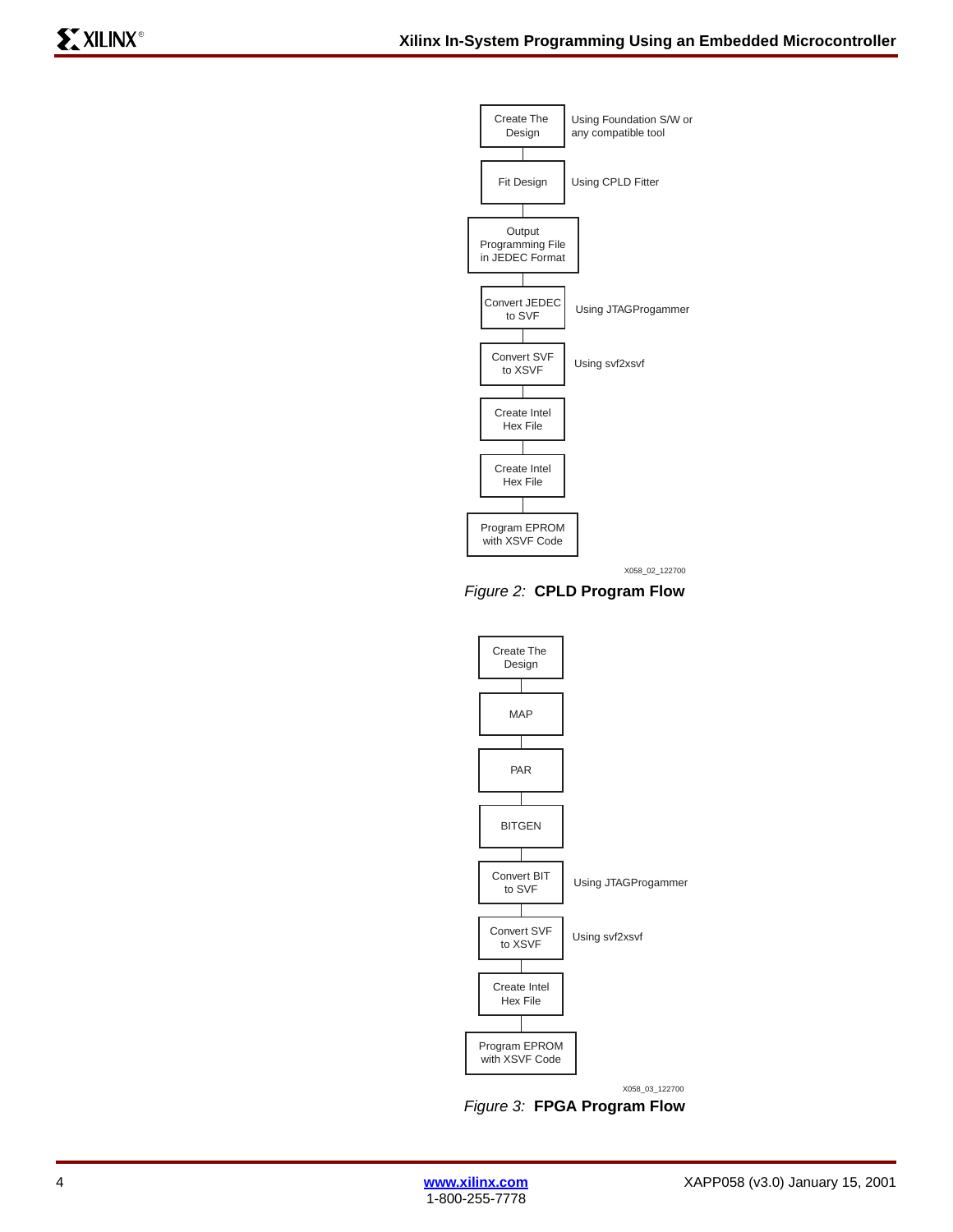Create The Design — Using Foundation S/W or any compatible tool

Fit Design — Using CPLD Fitter

Output Programming File in JEDEC Format

Convert JEDEC to SVF — Using JTAGProgammer

Convert SVF to XSVF — Using svf2xsvf

Create Intel Hex File

Create Intel Hex File

Program EPROM with XSVF Code

X058_02_122700

*Figure 2:* **CPLD Program Flow**

Create The Design

MAP

PAR

BITGEN

Convert BIT to SVF — Using JTAGProgammer

Convert SVF to XSVF — Using svf2xsvf

Create Intel Hex File

Program EPROM with XSVF Code

X058_03_122700

*Figure 3:* **FPGA Program Flow**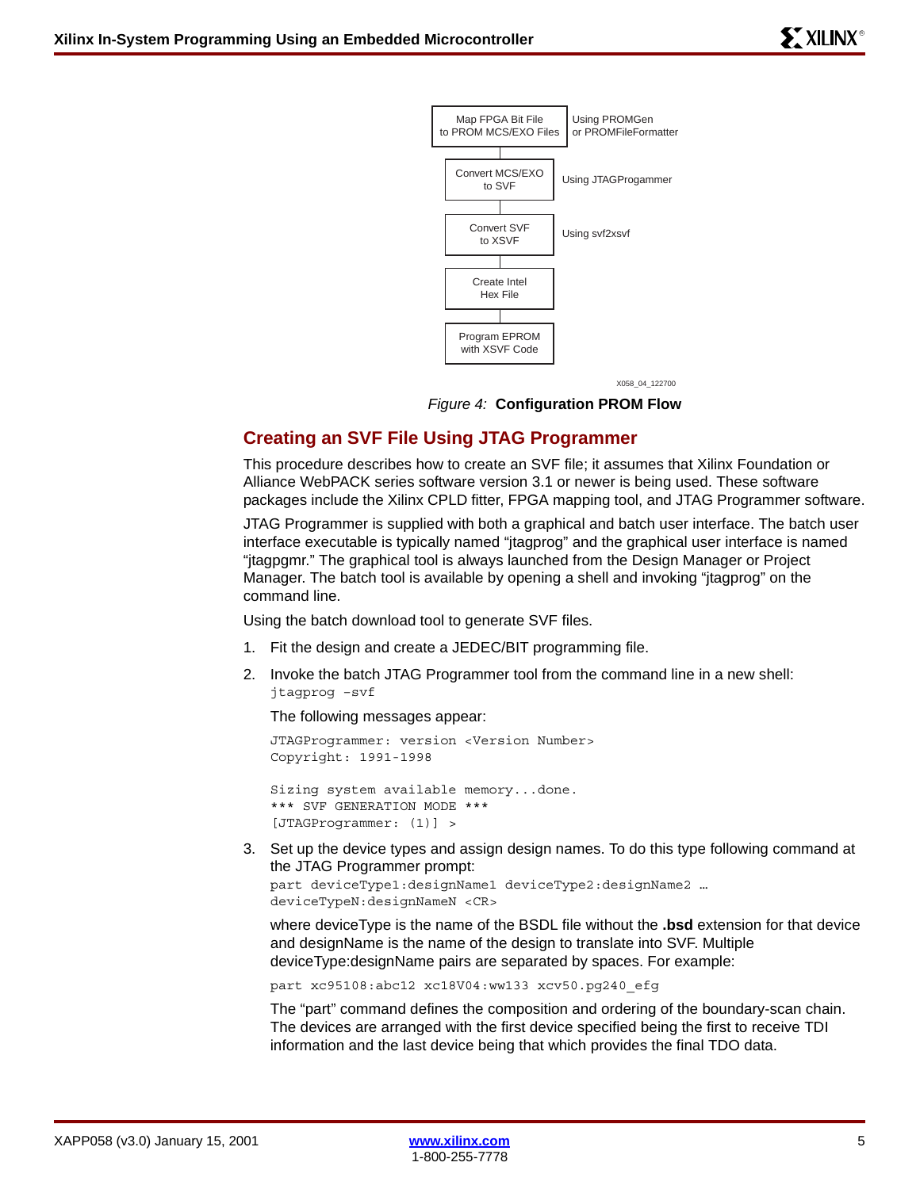Map FPGA Bit File to PROM MCS/EXO Files — Using PROMGen or PROMFileFormatter

Convert MCS/EXO to SVF — Using JTAGProgammer

Convert SVF to XSVF — Using svf2xsvf

Create Intel Hex File

Program EPROM with XSVF Code

X058_04_122700

*Figure 4:* **Configuration PROM Flow**

## Creating an SVF File Using JTAG Programmer

This procedure describes how to create an SVF file; it assumes that Xilinx Foundation or Alliance WebPACK series software version 3.1 or newer is being used. These software packages include the Xilinx CPLD fitter, FPGA mapping tool, and JTAG Programmer software.

JTAG Programmer is supplied with both a graphical and batch user interface. The batch user interface executable is typically named "jtagprog" and the graphical user interface is named "jtagpgmr." The graphical tool is always launched from the Design Manager or Project Manager. The batch tool is available by opening a shell and invoking "jtagprog" on the command line.

Using the batch download tool to generate SVF files.

1. Fit the design and create a JEDEC/BIT programming file.
2. Invoke the batch JTAG Programmer tool from the command line in a new shell:
   ```
   jtagprog -svf
   ```
   The following messages appear:
   ```
   JTAGProgrammer: version <Version Number>
   Copyright: 1991-1998

   Sizing system available memory...done.
   *** SVF GENERATION MODE ***
   [JTAGProgrammer: (1)] >
   ```
3. Set up the device types and assign design names. To do this type following command at the JTAG Programmer prompt:
   ```
   part deviceType1:designName1 deviceType2:designName2 …
   deviceTypeN:designNameN <CR>
   ```
   where deviceType is the name of the BSDL file without the **.bsd** extension for that device and designName is the name of the design to translate into SVF. Multiple deviceType:designName pairs are separated by spaces. For example:
   ```
   part xc95108:abc12 xc18V04:ww133 xcv50.pg240_efg
   ```
   The "part" command defines the composition and ordering of the boundary-scan chain. The devices are arranged with the first device specified being the first to receive TDI information and the last device being that which provides the final TDO data.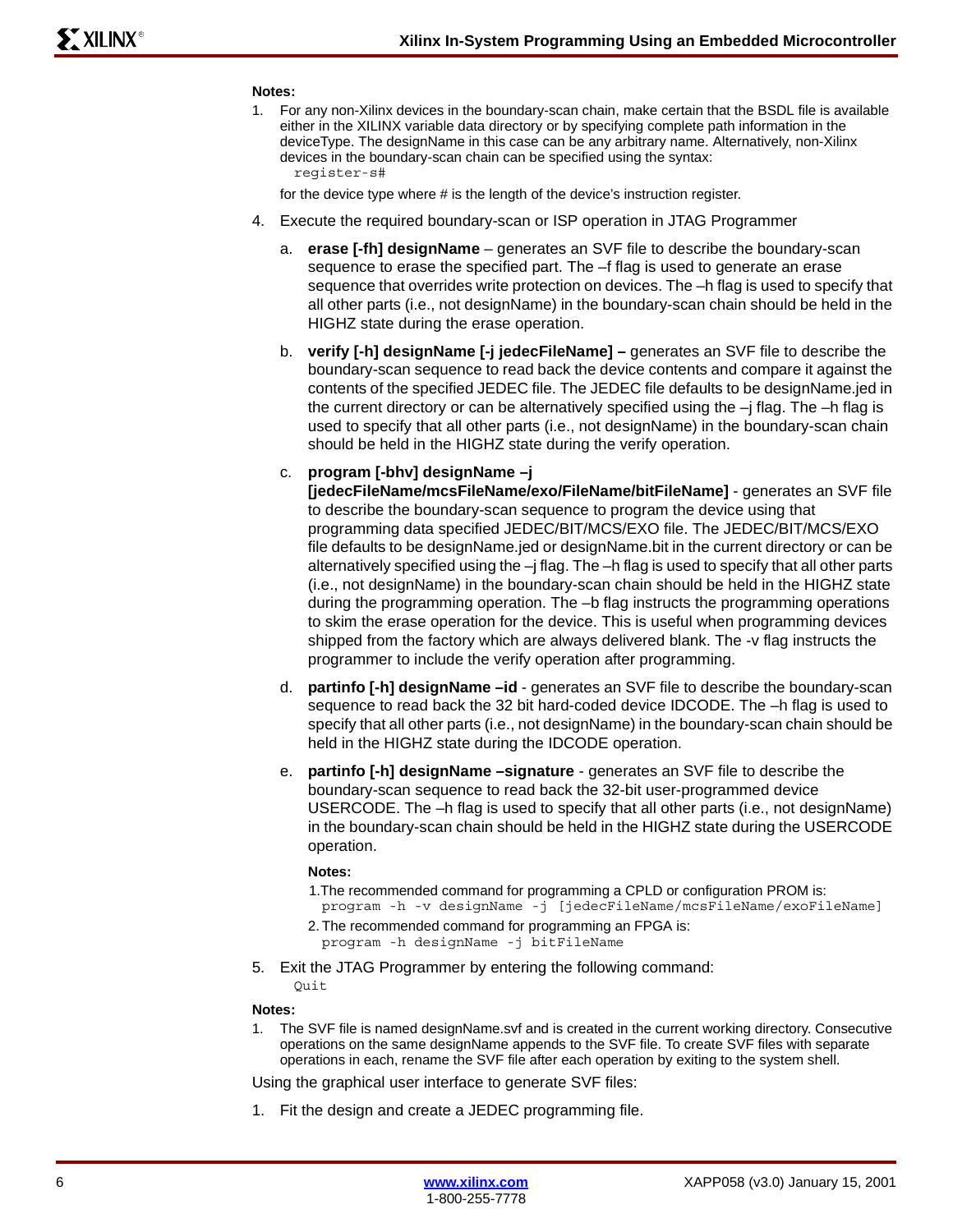**Notes:**

1. For any non-Xilinx devices in the boundary-scan chain, make certain that the BSDL file is available either in the XILINX variable data directory or by specifying complete path information in the deviceType. The designName in this case can be any arbitrary name. Alternatively, non-Xilinx devices in the boundary-scan chain can be specified using the syntax:
   ```
   register-s#
   ```
   for the device type where # is the length of the device's instruction register.

4. Execute the required boundary-scan or ISP operation in JTAG Programmer

   a. **erase [-fh] designName** – generates an SVF file to describe the boundary-scan sequence to erase the specified part. The –f flag is used to generate an erase sequence that overrides write protection on devices. The –h flag is used to specify that all other parts (i.e., not designName) in the boundary-scan chain should be held in the HIGHZ state during the erase operation.

   b. **verify [-h] designName [-j jedecFileName] –** generates an SVF file to describe the boundary-scan sequence to read back the device contents and compare it against the contents of the specified JEDEC file. The JEDEC file defaults to be designName.jed in the current directory or can be alternatively specified using the –j flag. The –h flag is used to specify that all other parts (i.e., not designName) in the boundary-scan chain should be held in the HIGHZ state during the verify operation.

   c. **program [-bhv] designName –j [jedecFileName/mcsFileName/exo/FileName/bitFileName]** - generates an SVF file to describe the boundary-scan sequence to program the device using that programming data specified JEDEC/BIT/MCS/EXO file. The JEDEC/BIT/MCS/EXO file defaults to be designName.jed or designName.bit in the current directory or can be alternatively specified using the –j flag. The –h flag is used to specify that all other parts (i.e., not designName) in the boundary-scan chain should be held in the HIGHZ state during the programming operation. The –b flag instructs the programming operations to skim the erase operation for the device. This is useful when programming devices shipped from the factory which are always delivered blank. The -v flag instructs the programmer to include the verify operation after programming.

   d. **partinfo [-h] designName –id** - generates an SVF file to describe the boundary-scan sequence to read back the 32 bit hard-coded device IDCODE. The –h flag is used to specify that all other parts (i.e., not designName) in the boundary-scan chain should be held in the HIGHZ state during the IDCODE operation.

   e. **partinfo [-h] designName –signature** - generates an SVF file to describe the boundary-scan sequence to read back the 32-bit user-programmed device USERCODE. The –h flag is used to specify that all other parts (i.e., not designName) in the boundary-scan chain should be held in the HIGHZ state during the USERCODE operation.

   **Notes:**

   1. The recommended command for programming a CPLD or configuration PROM is:
      ```
      program -h -v designName -j [jedecFileName/mcsFileName/exoFileName]
      ```
   2. The recommended command for programming an FPGA is:
      ```
      program -h designName -j bitFileName
      ```

5. Exit the JTAG Programmer by entering the following command:
   ```
   Quit
   ```

**Notes:**

1. The SVF file is named designName.svf and is created in the current working directory. Consecutive operations on the same designName appends to the SVF file. To create SVF files with separate operations in each, rename the SVF file after each operation by exiting to the system shell.

Using the graphical user interface to generate SVF files:

1. Fit the design and create a JEDEC programming file.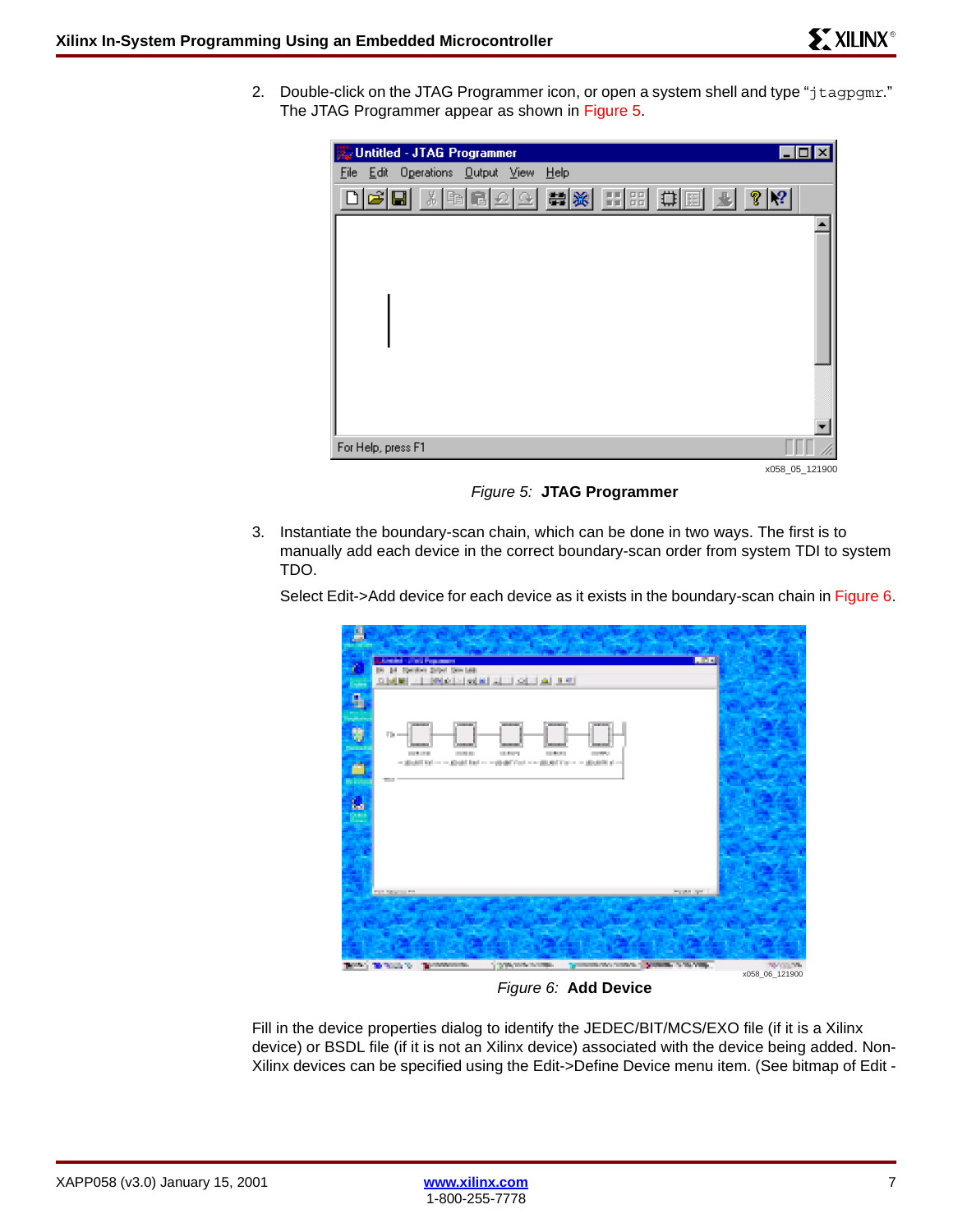2. Double-click on the JTAG Programmer icon, or open a system shell and type "`jtagpgmr`." The JTAG Programmer appear as shown in Figure 5.

Figure 5: **JTAG Programmer**

3. Instantiate the boundary-scan chain, which can be done in two ways. The first is to manually add each device in the correct boundary-scan order from system TDI to system TDO.

   Select Edit->Add device for each device as it exists in the boundary-scan chain in Figure 6.

Figure 6: **Add Device**

Fill in the device properties dialog to identify the JEDEC/BIT/MCS/EXO file (if it is a Xilinx device) or BSDL file (if it is not an Xilinx device) associated with the device being added. Non-Xilinx devices can be specified using the Edit->Define Device menu item. (See bitmap of Edit -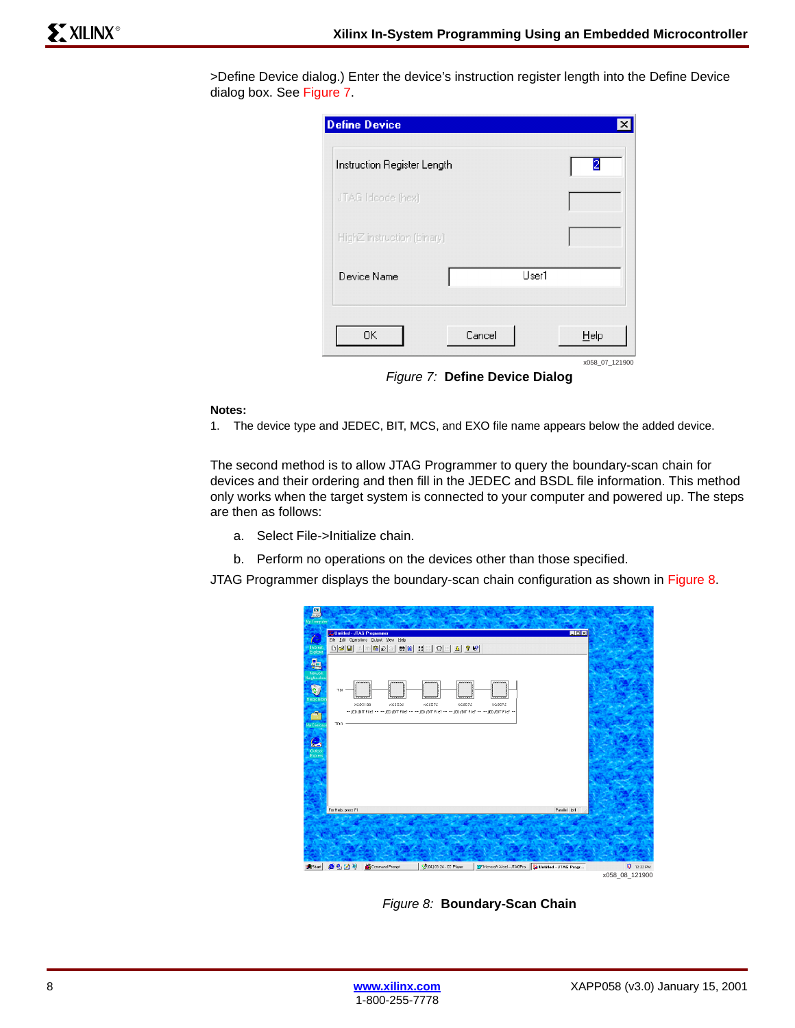>Define Device dialog.) Enter the device's instruction register length into the Define Device dialog box. See Figure 7.

*Figure 7:* **Define Device Dialog**

**Notes:**

1. The device type and JEDEC, BIT, MCS, and EXO file name appears below the added device.

The second method is to allow JTAG Programmer to query the boundary-scan chain for devices and their ordering and then fill in the JEDEC and BSDL file information. This method only works when the target system is connected to your computer and powered up. The steps are then as follows:

a. Select File->Initialize chain.

b. Perform no operations on the devices other than those specified.

JTAG Programmer displays the boundary-scan chain configuration as shown in Figure 8.

*Figure 8:* **Boundary-Scan Chain**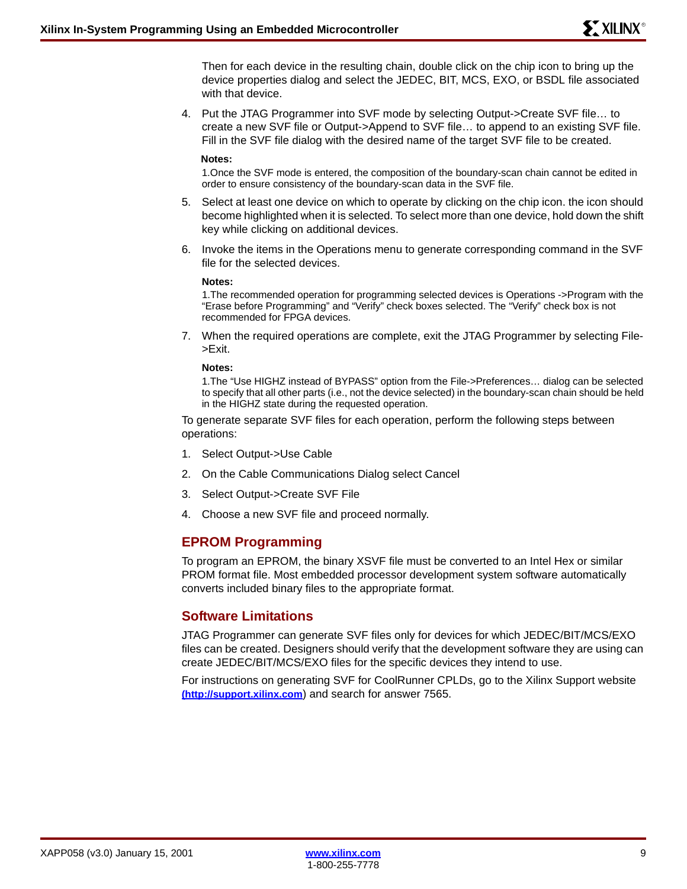Then for each device in the resulting chain, double click on the chip icon to bring up the device properties dialog and select the JEDEC, BIT, MCS, EXO, or BSDL file associated with that device.

4. Put the JTAG Programmer into SVF mode by selecting Output->Create SVF file… to create a new SVF file or Output->Append to SVF file… to append to an existing SVF file. Fill in the SVF file dialog with the desired name of the target SVF file to be created.

   **Notes:**

   1.Once the SVF mode is entered, the composition of the boundary-scan chain cannot be edited in order to ensure consistency of the boundary-scan data in the SVF file.

5. Select at least one device on which to operate by clicking on the chip icon. the icon should become highlighted when it is selected. To select more than one device, hold down the shift key while clicking on additional devices.

6. Invoke the items in the Operations menu to generate corresponding command in the SVF file for the selected devices.

   **Notes:**

   1.The recommended operation for programming selected devices is Operations ->Program with the "Erase before Programming" and "Verify" check boxes selected. The "Verify" check box is not recommended for FPGA devices.

7. When the required operations are complete, exit the JTAG Programmer by selecting File->Exit.

   **Notes:**

   1.The "Use HIGHZ instead of BYPASS" option from the File->Preferences… dialog can be selected to specify that all other parts (i.e., not the device selected) in the boundary-scan chain should be held in the HIGHZ state during the requested operation.

To generate separate SVF files for each operation, perform the following steps between operations:

1. Select Output->Use Cable
2. On the Cable Communications Dialog select Cancel
3. Select Output->Create SVF File
4. Choose a new SVF file and proceed normally.

## EPROM Programming

To program an EPROM, the binary XSVF file must be converted to an Intel Hex or similar PROM format file. Most embedded processor development system software automatically converts included binary files to the appropriate format.

## Software Limitations

JTAG Programmer can generate SVF files only for devices for which JEDEC/BIT/MCS/EXO files can be created. Designers should verify that the development software they are using can create JEDEC/BIT/MCS/EXO files for the specific devices they intend to use.

For instructions on generating SVF for CoolRunner CPLDs, go to the Xilinx Support website (http://support.xilinx.com) and search for answer 7565.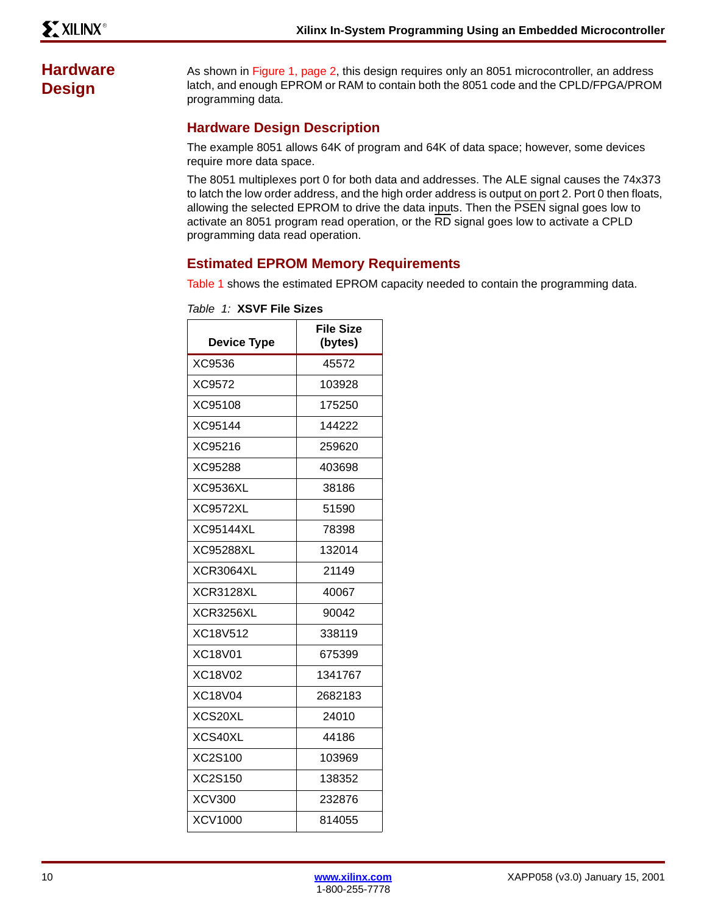## Hardware Design

As shown in Figure 1, page 2, this design requires only an 8051 microcontroller, an address latch, and enough EPROM or RAM to contain both the 8051 code and the CPLD/FPGA/PROM programming data.

### Hardware Design Description

The example 8051 allows 64K of program and 64K of data space; however, some devices require more data space.

The 8051 multiplexes port 0 for both data and addresses. The ALE signal causes the 74x373 to latch the low order address, and the high order address is output on port 2. Port 0 then floats, allowing the selected EPROM to drive the data inputs. Then the PSEN signal goes low to activate an 8051 program read operation, or the RD signal goes low to activate a CPLD programming data read operation.

### Estimated EPROM Memory Requirements

Table 1 shows the estimated EPROM capacity needed to contain the programming data.

*Table 1:* **XSVF File Sizes**

| Device Type | File Size (bytes) |
|---|---|
| XC9536 | 45572 |
| XC9572 | 103928 |
| XC95108 | 175250 |
| XC95144 | 144222 |
| XC95216 | 259620 |
| XC95288 | 403698 |
| XC9536XL | 38186 |
| XC9572XL | 51590 |
| XC95144XL | 78398 |
| XC95288XL | 132014 |
| XCR3064XL | 21149 |
| XCR3128XL | 40067 |
| XCR3256XL | 90042 |
| XC18V512 | 338119 |
| XC18V01 | 675399 |
| XC18V02 | 1341767 |
| XC18V04 | 2682183 |
| XCS20XL | 24010 |
| XCS40XL | 44186 |
| XC2S100 | 103969 |
| XC2S150 | 138352 |
| XCV300 | 232876 |
| XCV1000 | 814055 |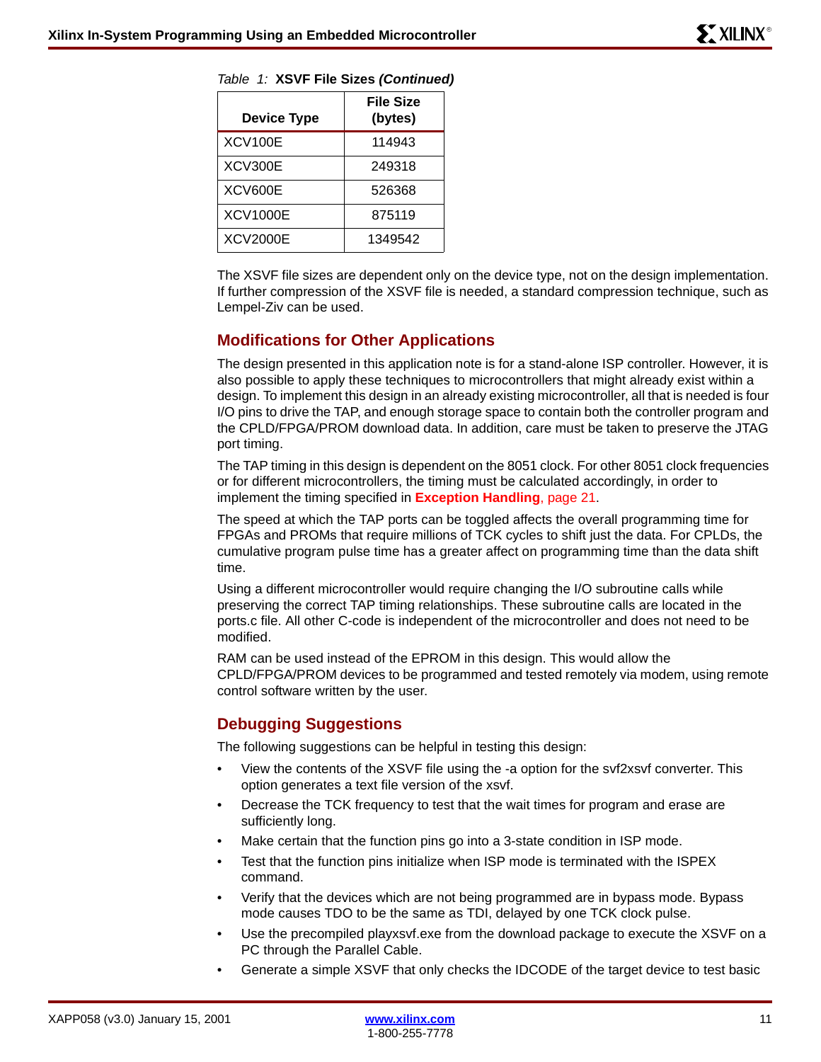Table 1: **XSVF File Sizes *(Continued)***

| Device Type | File Size (bytes) |
|---|---|
| XCV100E | 114943 |
| XCV300E | 249318 |
| XCV600E | 526368 |
| XCV1000E | 875119 |
| XCV2000E | 1349542 |

The XSVF file sizes are dependent only on the device type, not on the design implementation. If further compression of the XSVF file is needed, a standard compression technique, such as Lempel-Ziv can be used.

## Modifications for Other Applications

The design presented in this application note is for a stand-alone ISP controller. However, it is also possible to apply these techniques to microcontrollers that might already exist within a design. To implement this design in an already existing microcontroller, all that is needed is four I/O pins to drive the TAP, and enough storage space to contain both the controller program and the CPLD/FPGA/PROM download data. In addition, care must be taken to preserve the JTAG port timing.

The TAP timing in this design is dependent on the 8051 clock. For other 8051 clock frequencies or for different microcontrollers, the timing must be calculated accordingly, in order to implement the timing specified in **Exception Handling**, page 21.

The speed at which the TAP ports can be toggled affects the overall programming time for FPGAs and PROMs that require millions of TCK cycles to shift just the data. For CPLDs, the cumulative program pulse time has a greater affect on programming time than the data shift time.

Using a different microcontroller would require changing the I/O subroutine calls while preserving the correct TAP timing relationships. These subroutine calls are located in the ports.c file. All other C-code is independent of the microcontroller and does not need to be modified.

RAM can be used instead of the EPROM in this design. This would allow the CPLD/FPGA/PROM devices to be programmed and tested remotely via modem, using remote control software written by the user.

## Debugging Suggestions

The following suggestions can be helpful in testing this design:

- View the contents of the XSVF file using the -a option for the svf2xsvf converter. This option generates a text file version of the xsvf.
- Decrease the TCK frequency to test that the wait times for program and erase are sufficiently long.
- Make certain that the function pins go into a 3-state condition in ISP mode.
- Test that the function pins initialize when ISP mode is terminated with the ISPEX command.
- Verify that the devices which are not being programmed are in bypass mode. Bypass mode causes TDO to be the same as TDI, delayed by one TCK clock pulse.
- Use the precompiled playxsvf.exe from the download package to execute the XSVF on a PC through the Parallel Cable.
- Generate a simple XSVF that only checks the IDCODE of the target device to test basic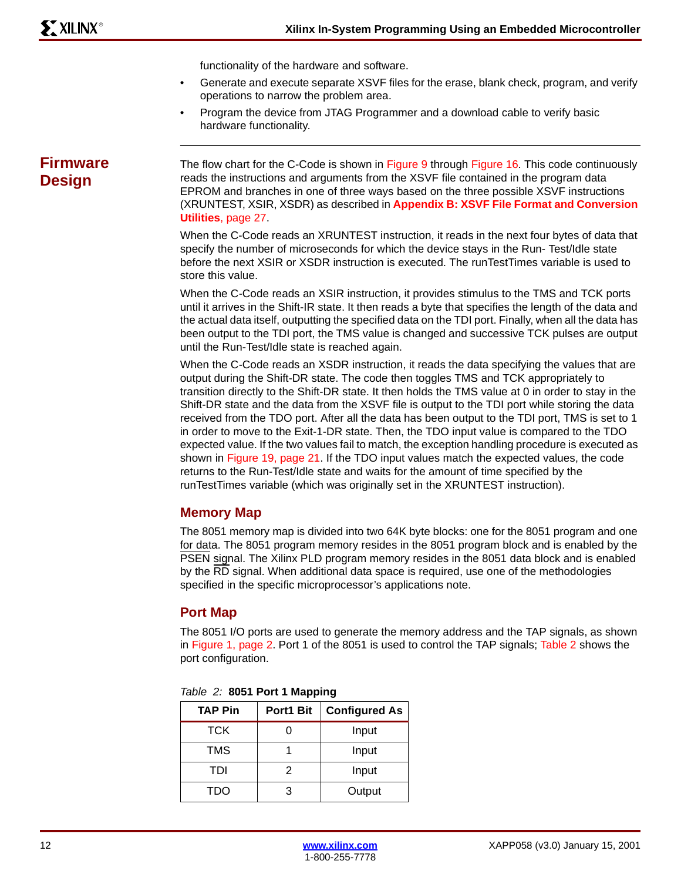functionality of the hardware and software.

- Generate and execute separate XSVF files for the erase, blank check, program, and verify operations to narrow the problem area.
- Program the device from JTAG Programmer and a download cable to verify basic hardware functionality.

## Firmware Design

The flow chart for the C-Code is shown in Figure 9 through Figure 16. This code continuously reads the instructions and arguments from the XSVF file contained in the program data EPROM and branches in one of three ways based on the three possible XSVF instructions (XRUNTEST, XSIR, XSDR) as described in **Appendix B: XSVF File Format and Conversion Utilities**, page 27.

When the C-Code reads an XRUNTEST instruction, it reads in the next four bytes of data that specify the number of microseconds for which the device stays in the Run- Test/Idle state before the next XSIR or XSDR instruction is executed. The runTestTimes variable is used to store this value.

When the C-Code reads an XSIR instruction, it provides stimulus to the TMS and TCK ports until it arrives in the Shift-IR state. It then reads a byte that specifies the length of the data and the actual data itself, outputting the specified data on the TDI port. Finally, when all the data has been output to the TDI port, the TMS value is changed and successive TCK pulses are output until the Run-Test/Idle state is reached again.

When the C-Code reads an XSDR instruction, it reads the data specifying the values that are output during the Shift-DR state. The code then toggles TMS and TCK appropriately to transition directly to the Shift-DR state. It then holds the TMS value at 0 in order to stay in the Shift-DR state and the data from the XSVF file is output to the TDI port while storing the data received from the TDO port. After all the data has been output to the TDI port, TMS is set to 1 in order to move to the Exit-1-DR state. Then, the TDO input value is compared to the TDO expected value. If the two values fail to match, the exception handling procedure is executed as shown in Figure 19, page 21. If the TDO input values match the expected values, the code returns to the Run-Test/Idle state and waits for the amount of time specified by the runTestTimes variable (which was originally set in the XRUNTEST instruction).

### Memory Map

The 8051 memory map is divided into two 64K byte blocks: one for the 8051 program and one for data. The 8051 program memory resides in the 8051 program block and is enabled by the $\overline{\text{PSEN}}$ signal. The Xilinx PLD program memory resides in the 8051 data block and is enabled by the $\overline{\text{RD}}$ signal. When additional data space is required, use one of the methodologies specified in the specific microprocessor's applications note.

### Port Map

The 8051 I/O ports are used to generate the memory address and the TAP signals, as shown in Figure 1, page 2. Port 1 of the 8051 is used to control the TAP signals; Table 2 shows the port configuration.

*Table 2:* **8051 Port 1 Mapping**

| TAP Pin | Port1 Bit | Configured As |
|---|---|---|
| TCK | 0 | Input |
| TMS | 1 | Input |
| TDI | 2 | Input |
| TDO | 3 | Output |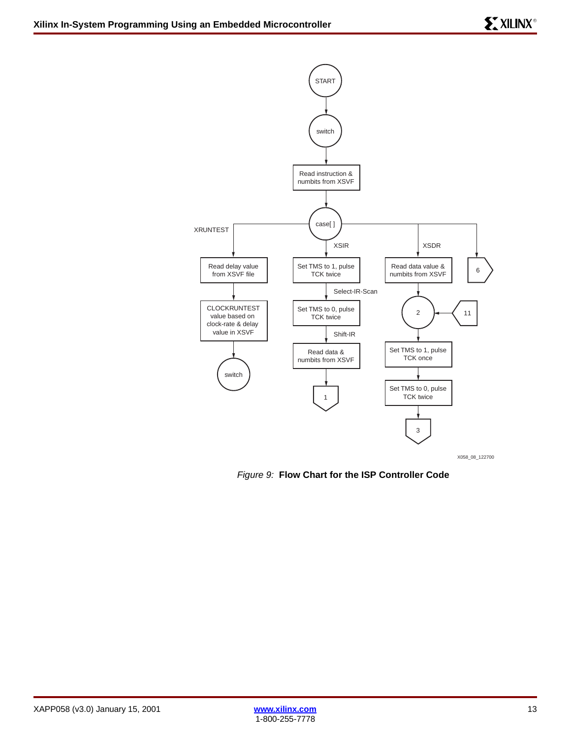START

switch

Read instruction & numbits from XSVF

case[ ]

XRUNTEST

Read delay value from XSVF file

CLOCKRUNTEST value based on clock-rate & delay value in XSVF

switch

XSIR

Set TMS to 1, pulse TCK twice

Select-IR-Scan

Set TMS to 0, pulse TCK twice

Shift-IR

Read data & numbits from XSVF

1

XSDR

Read data value & numbits from XSVF

2

11

Set TMS to 1, pulse TCK once

Set TMS to 0, pulse TCK twice

3

6

X058_08_122700

*Figure 9:* **Flow Chart for the ISP Controller Code**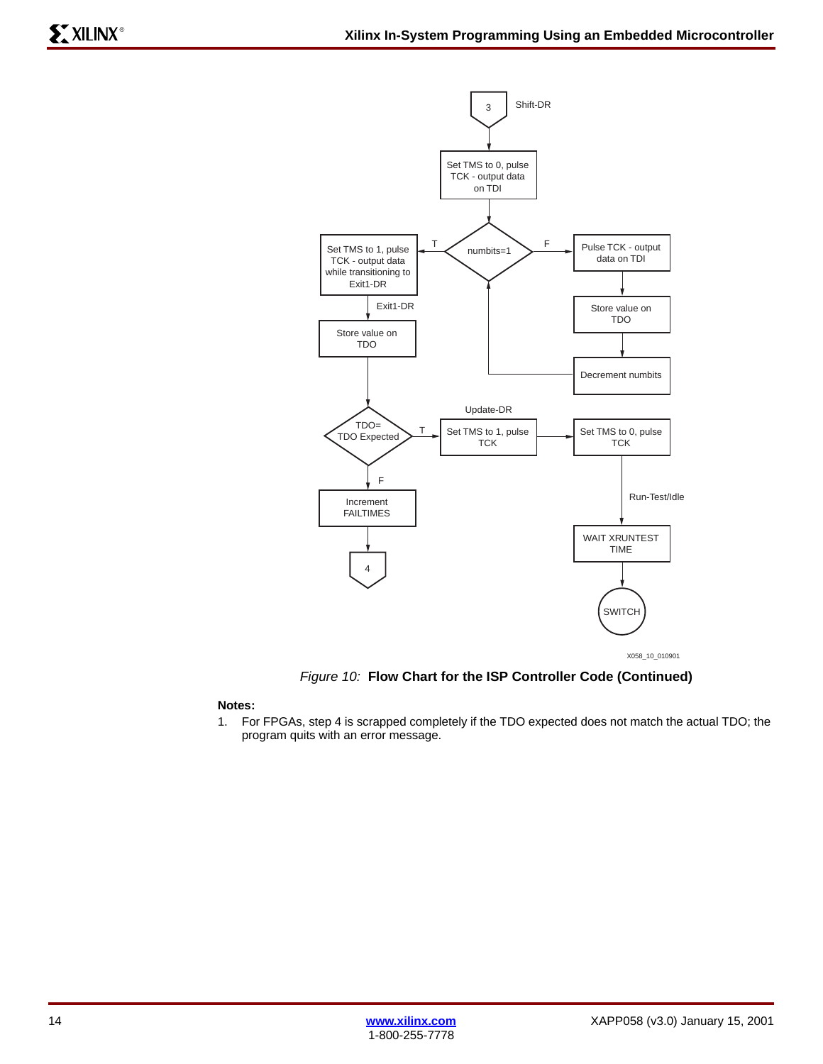Figure 10: **Flow Chart for the ISP Controller Code (Continued)**

**Notes:**

1. For FPGAs, step 4 is scrapped completely if the TDO expected does not match the actual TDO; the program quits with an error message.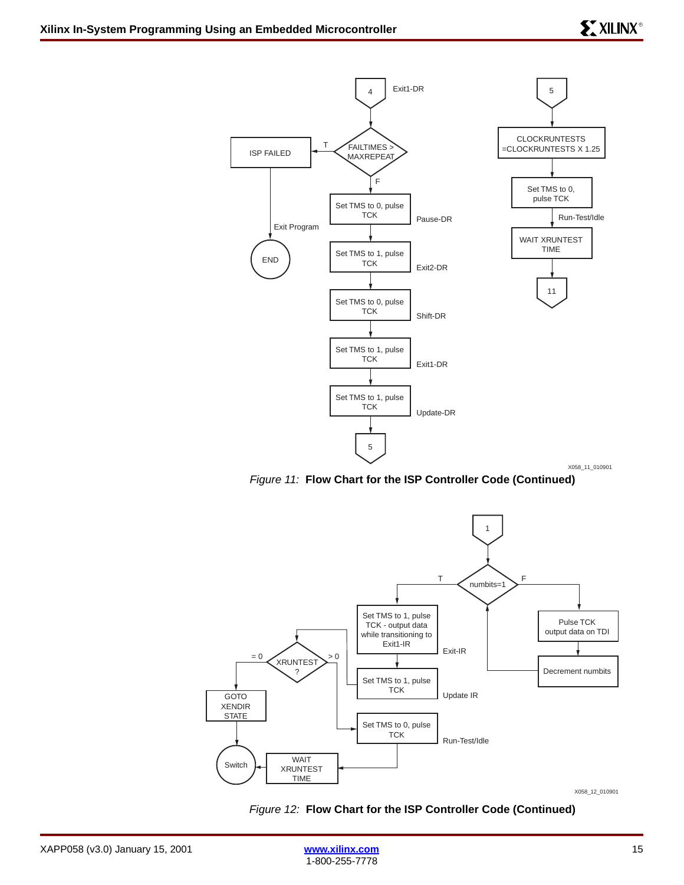Figure 11: **Flow Chart for the ISP Controller Code (Continued)**

Figure 12: **Flow Chart for the ISP Controller Code (Continued)**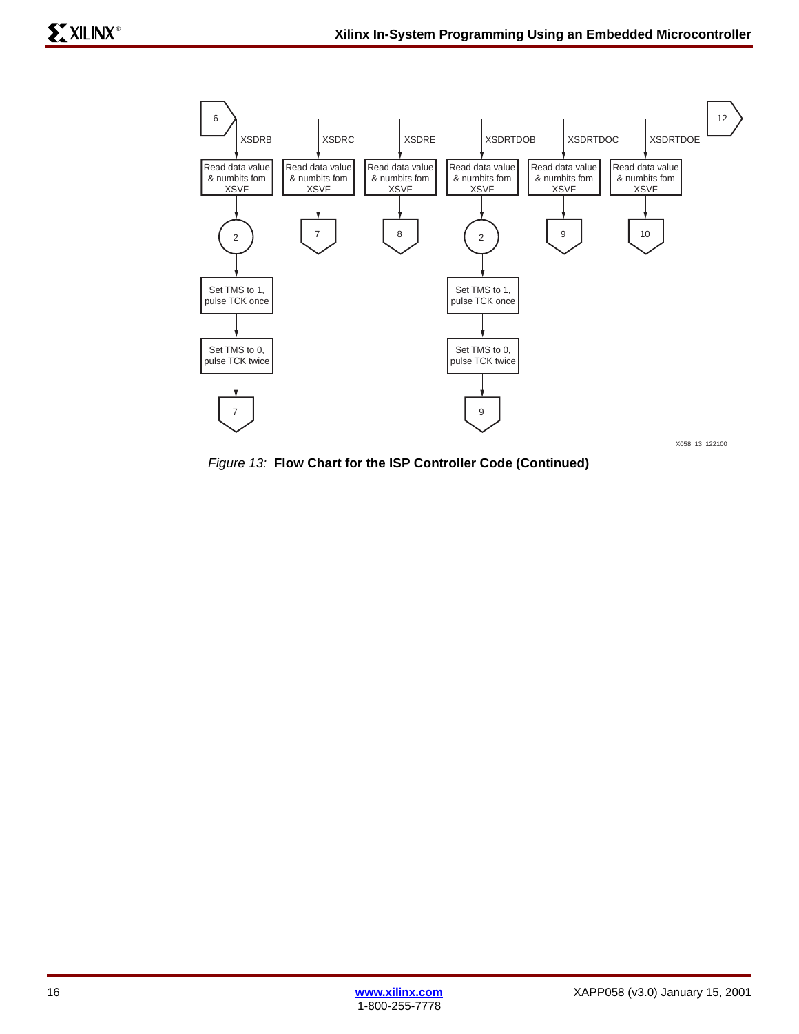6

XSDRB — Read data value & numbits fom XSVF → 2 → Set TMS to 1, pulse TCK once → Set TMS to 0, pulse TCK twice → 7

XSDRC — Read data value & numbits fom XSVF → 7

XSDRE — Read data value & numbits fom XSVF → 8

XSDRTDOB — Read data value & numbits fom XSVF → 2 → Set TMS to 1, pulse TCK once → Set TMS to 0, pulse TCK twice → 9

XSDRTDOC — Read data value & numbits fom XSVF → 9

XSDRTDOE — Read data value & numbits fom XSVF → 10

12

X058_13_122100

*Figure 13:* **Flow Chart for the ISP Controller Code (Continued)**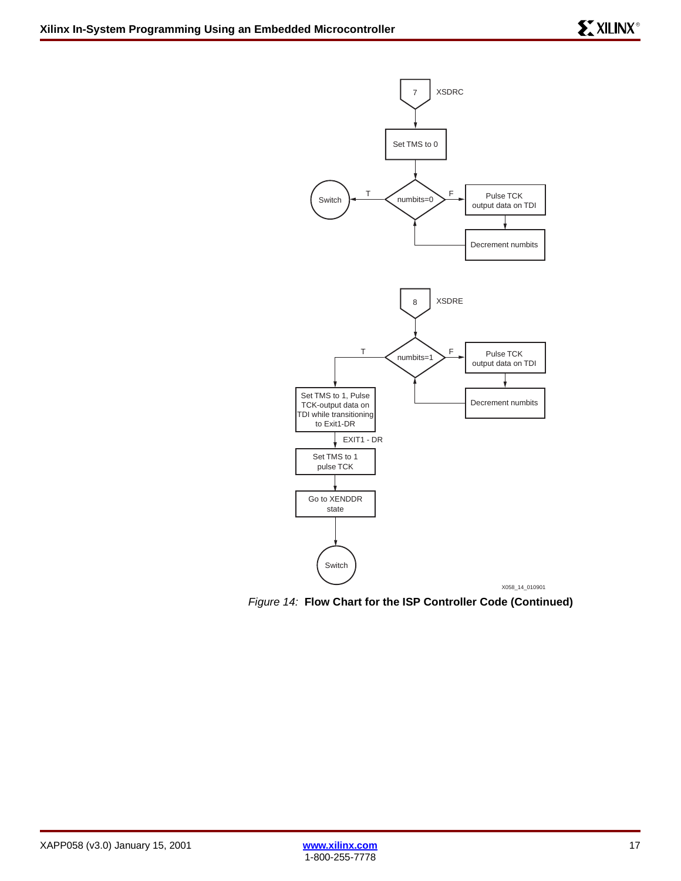Figure 14: **Flow Chart for the ISP Controller Code (Continued)**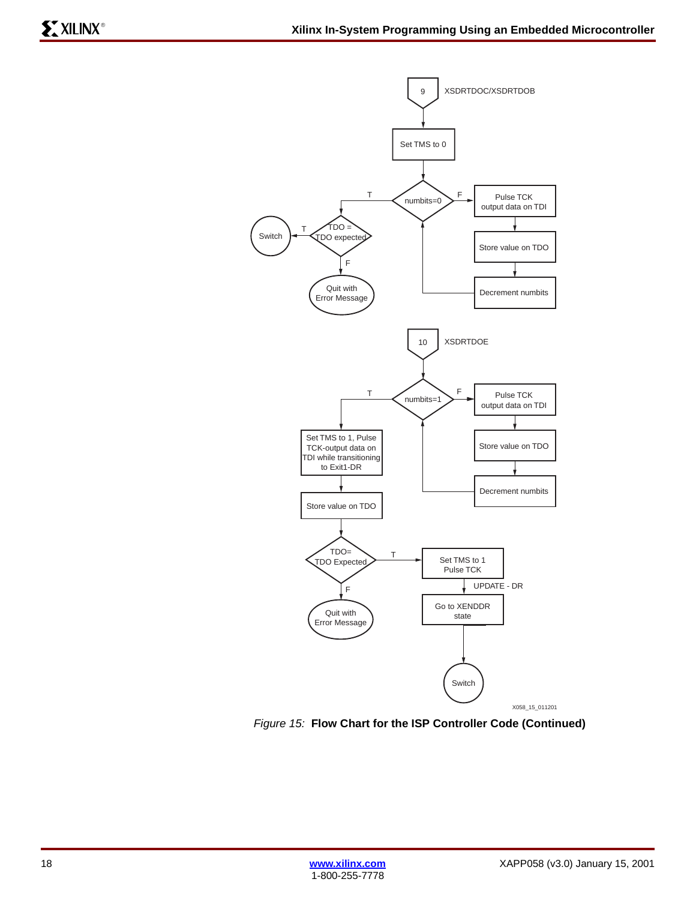9 XSDRTDOC/XSDRTDOB

Set TMS to 0

numbits=0

T / F

Pulse TCK output data on TDI

Store value on TDO

Decrement numbits

TDO = TDO expected

T

Switch

F

Quit with Error Message

10 XSDRTDOE

numbits=1

T / F

Pulse TCK output data on TDI

Store value on TDO

Decrement numbits

Set TMS to 1, Pulse TCK-output data on TDI while transitioning to Exit1-DR

Store value on TDO

TDO= TDO Expected

T

Set TMS to 1 Pulse TCK

UPDATE - DR

Go to XENDDR state

Switch

F

Quit with Error Message

X058_15_011201

*Figure 15:* **Flow Chart for the ISP Controller Code (Continued)**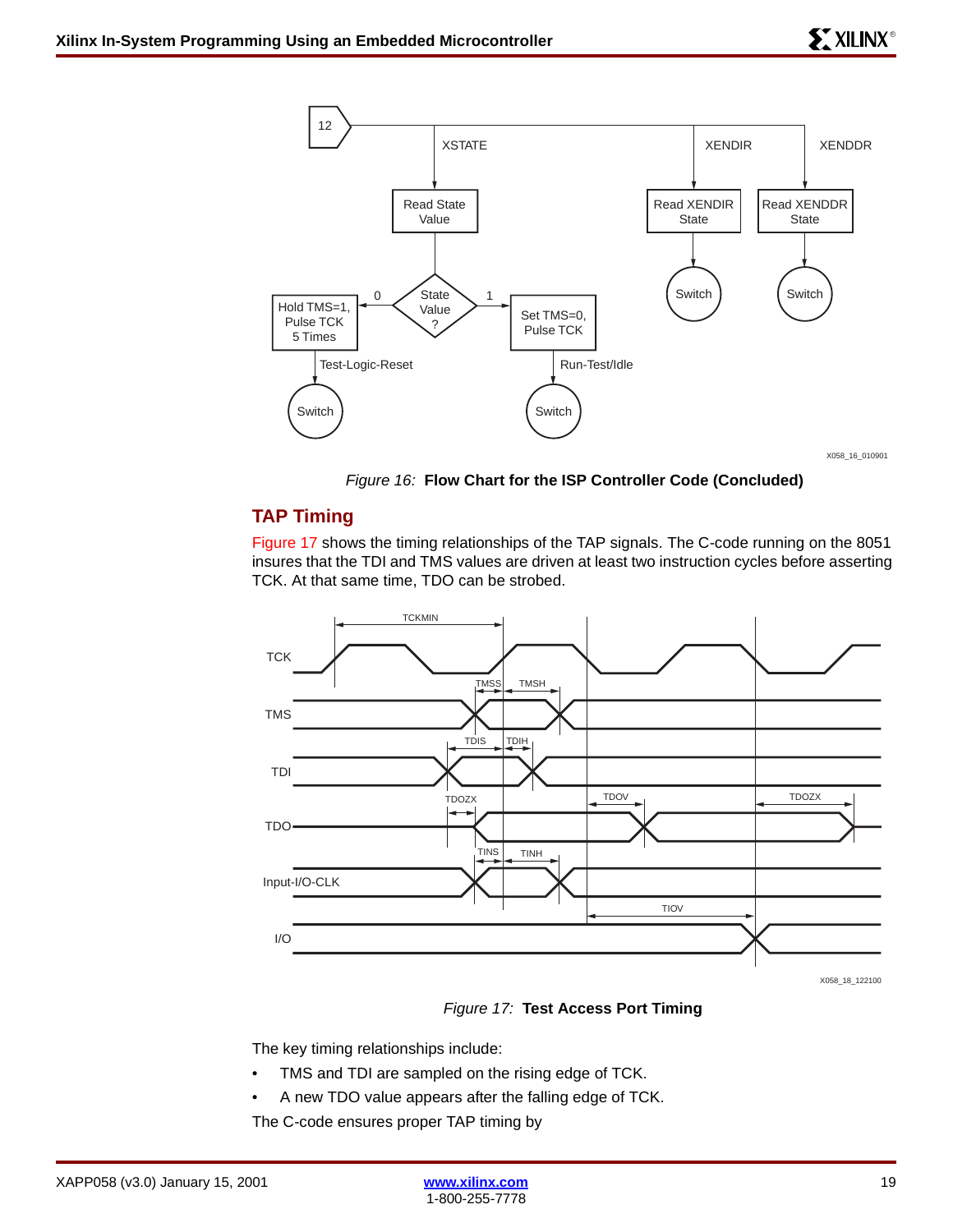Figure 16: **Flow Chart for the ISP Controller Code (Concluded)**

## TAP Timing

Figure 17 shows the timing relationships of the TAP signals. The C-code running on the 8051 insures that the TDI and TMS values are driven at least two instruction cycles before asserting TCK. At that same time, TDO can be strobed.

Figure 17: **Test Access Port Timing**

The key timing relationships include:

- TMS and TDI are sampled on the rising edge of TCK.
- A new TDO value appears after the falling edge of TCK.

The C-code ensures proper TAP timing by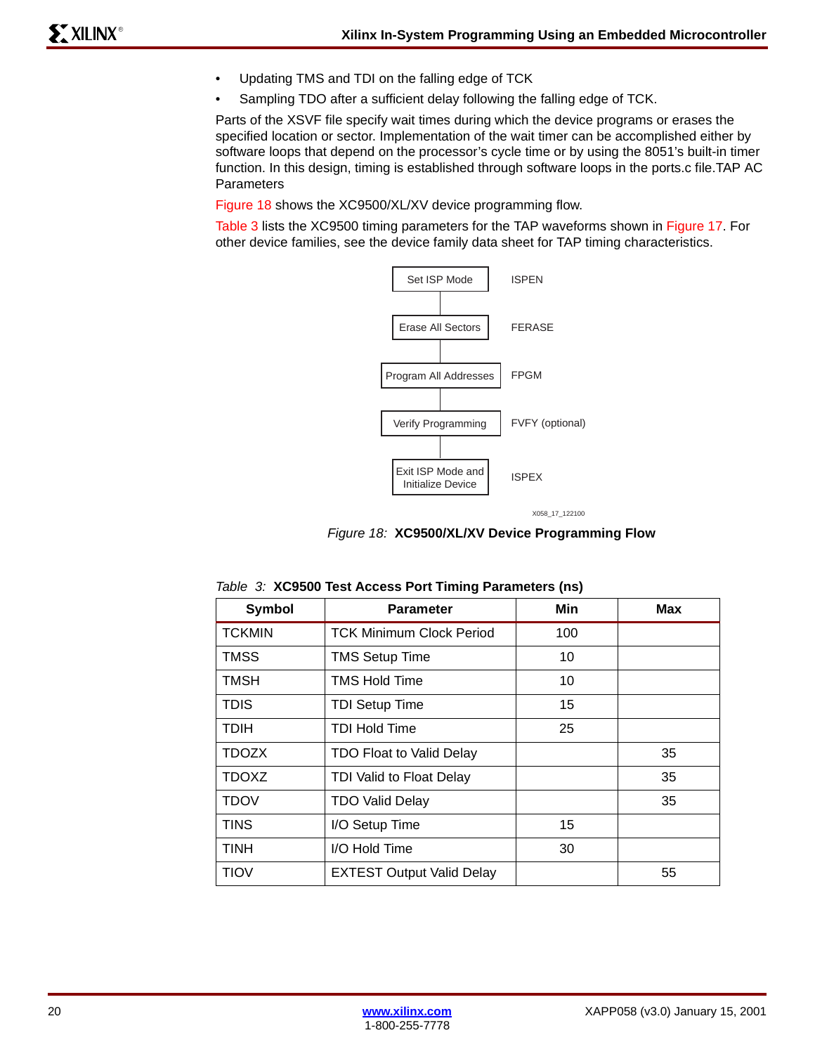- Updating TMS and TDI on the falling edge of TCK
- Sampling TDO after a sufficient delay following the falling edge of TCK.

Parts of the XSVF file specify wait times during which the device programs or erases the specified location or sector. Implementation of the wait timer can be accomplished either by software loops that depend on the processor's cycle time or by using the 8051's built-in timer function. In this design, timing is established through software loops in the ports.c file.TAP AC Parameters

Figure 18 shows the XC9500/XL/XV device programming flow.

Table 3 lists the XC9500 timing parameters for the TAP waveforms shown in Figure 17. For other device families, see the device family data sheet for TAP timing characteristics.

Set ISP Mode — ISPEN

Erase All Sectors — FERASE

Program All Addresses — FPGM

Verify Programming — FVFY (optional)

Exit ISP Mode and Initialize Device — ISPEX

X058_17_122100

*Figure 18:* **XC9500/XL/XV Device Programming Flow**

*Table 3:* **XC9500 Test Access Port Timing Parameters (ns)**

| Symbol | Parameter | Min | Max |
|---|---|---|---|
| TCKMIN | TCK Minimum Clock Period | 100 | |
| TMSS | TMS Setup Time | 10 | |
| TMSH | TMS Hold Time | 10 | |
| TDIS | TDI Setup Time | 15 | |
| TDIH | TDI Hold Time | 25 | |
| TDOZX | TDO Float to Valid Delay | | 35 |
| TDOXZ | TDI Valid to Float Delay | | 35 |
| TDOV | TDO Valid Delay | | 35 |
| TINS | I/O Setup Time | 15 | |
| TINH | I/O Hold Time | 30 | |
| TIOV | EXTEST Output Valid Delay | | 55 |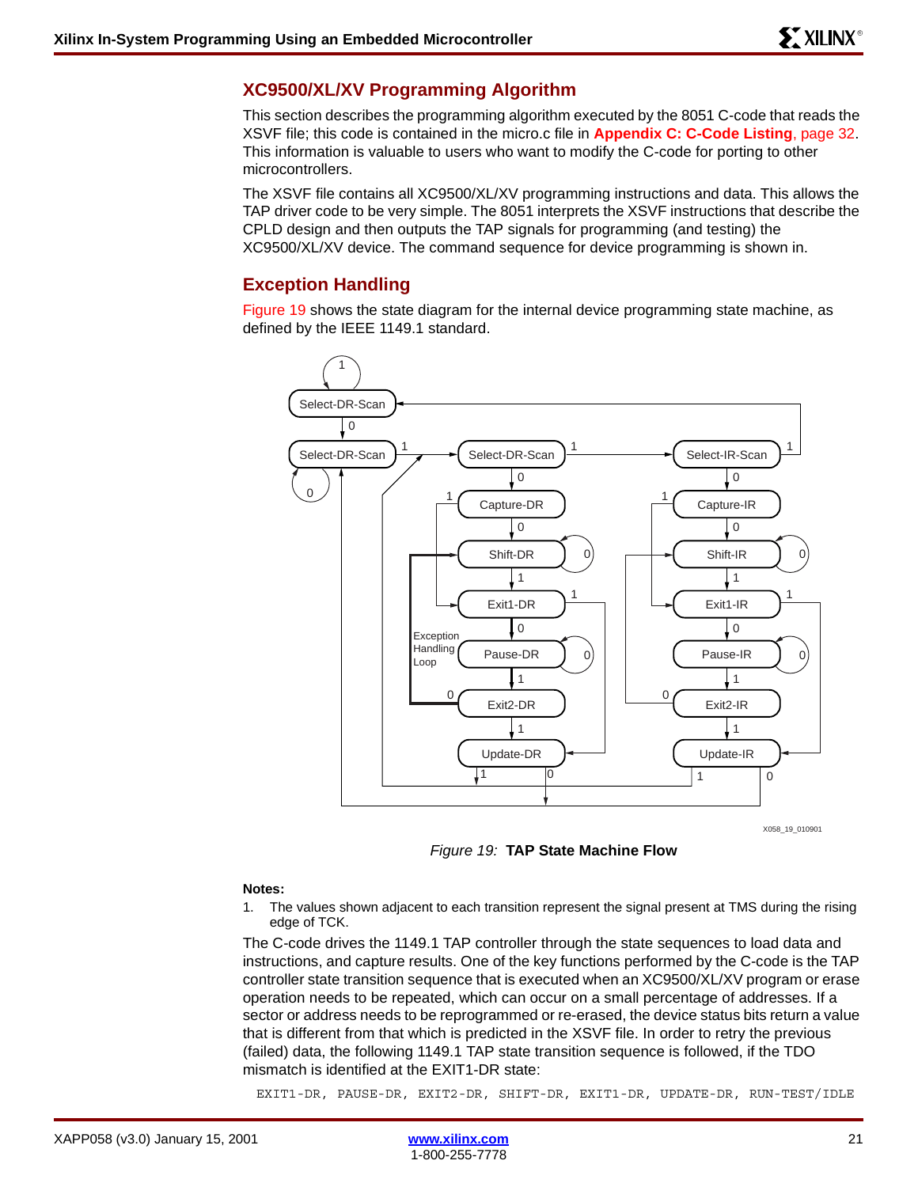## XC9500/XL/XV Programming Algorithm

This section describes the programming algorithm executed by the 8051 C-code that reads the XSVF file; this code is contained in the micro.c file in **Appendix C: C-Code Listing**, page 32. This information is valuable to users who want to modify the C-code for porting to other microcontrollers.

The XSVF file contains all XC9500/XL/XV programming instructions and data. This allows the TAP driver code to be very simple. The 8051 interprets the XSVF instructions that describe the CPLD design and then outputs the TAP signals for programming (and testing) the XC9500/XL/XV device. The command sequence for device programming is shown in.

## Exception Handling

Figure 19 shows the state diagram for the internal device programming state machine, as defined by the IEEE 1149.1 standard.

*Figure 19:* **TAP State Machine Flow**

**Notes:**

1. The values shown adjacent to each transition represent the signal present at TMS during the rising edge of TCK.

The C-code drives the 1149.1 TAP controller through the state sequences to load data and instructions, and capture results. One of the key functions performed by the C-code is the TAP controller state transition sequence that is executed when an XC9500/XL/XV program or erase operation needs to be repeated, which can occur on a small percentage of addresses. If a sector or address needs to be reprogrammed or re-erased, the device status bits return a value that is different from that which is predicted in the XSVF file. In order to retry the previous (failed) data, the following 1149.1 TAP state transition sequence is followed, if the TDO mismatch is identified at the EXIT1-DR state:

```
EXIT1-DR, PAUSE-DR, EXIT2-DR, SHIFT-DR, EXIT1-DR, UPDATE-DR, RUN-TEST/IDLE
```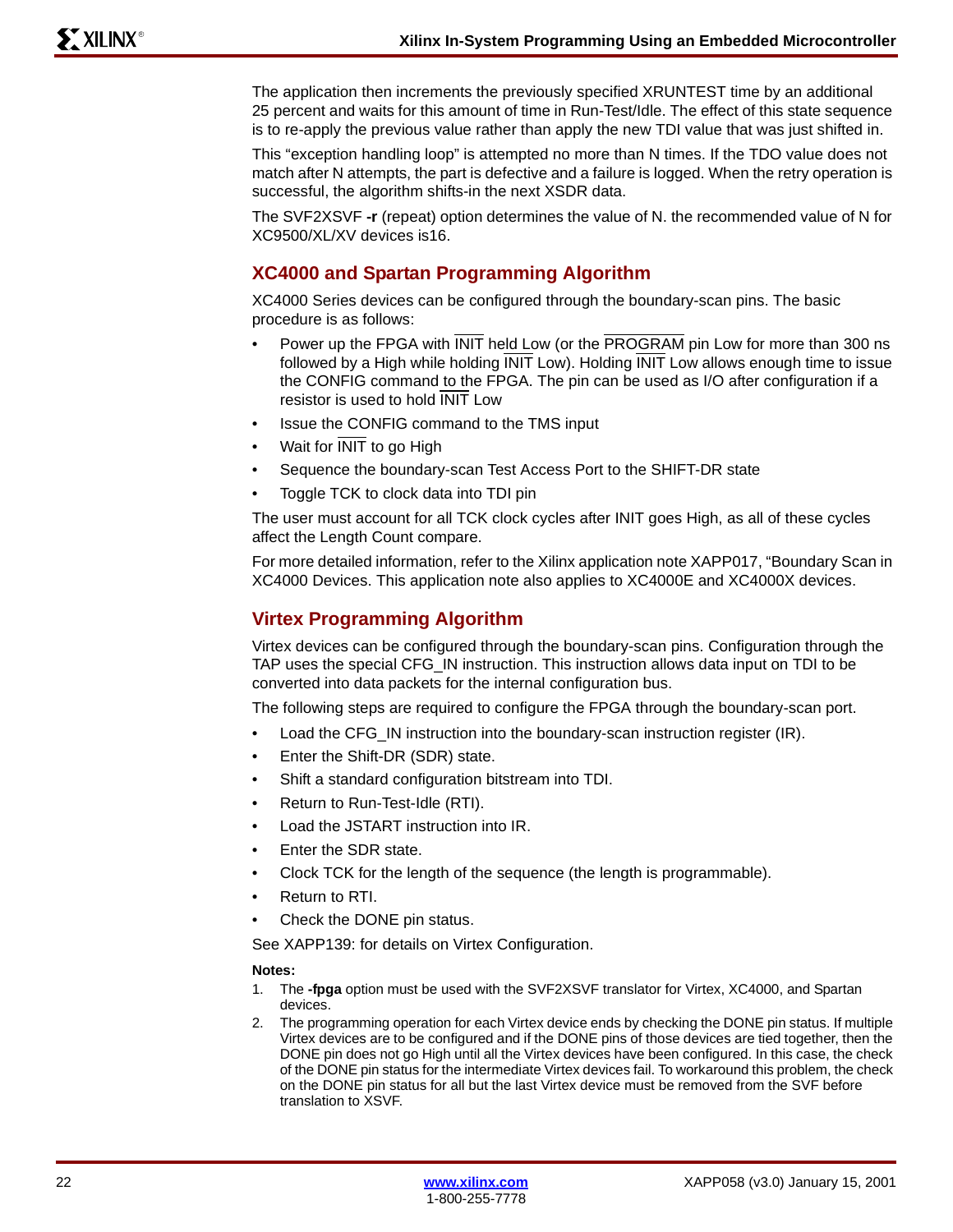The application then increments the previously specified XRUNTEST time by an additional 25 percent and waits for this amount of time in Run-Test/Idle. The effect of this state sequence is to re-apply the previous value rather than apply the new TDI value that was just shifted in.

This "exception handling loop" is attempted no more than N times. If the TDO value does not match after N attempts, the part is defective and a failure is logged. When the retry operation is successful, the algorithm shifts-in the next XSDR data.

The SVF2XSVF **-r** (repeat) option determines the value of N. the recommended value of N for XC9500/XL/XV devices is16.

## XC4000 and Spartan Programming Algorithm

XC4000 Series devices can be configured through the boundary-scan pins. The basic procedure is as follows:

- Power up the FPGA with INIT held Low (or the PROGRAM pin Low for more than 300 ns followed by a High while holding INIT Low). Holding INIT Low allows enough time to issue the CONFIG command to the FPGA. The pin can be used as I/O after configuration if a resistor is used to hold INIT Low
- Issue the CONFIG command to the TMS input
- Wait for INIT to go High
- Sequence the boundary-scan Test Access Port to the SHIFT-DR state
- Toggle TCK to clock data into TDI pin

The user must account for all TCK clock cycles after INIT goes High, as all of these cycles affect the Length Count compare.

For more detailed information, refer to the Xilinx application note XAPP017, "Boundary Scan in XC4000 Devices. This application note also applies to XC4000E and XC4000X devices.

## Virtex Programming Algorithm

Virtex devices can be configured through the boundary-scan pins. Configuration through the TAP uses the special CFG_IN instruction. This instruction allows data input on TDI to be converted into data packets for the internal configuration bus.

The following steps are required to configure the FPGA through the boundary-scan port.

- Load the CFG_IN instruction into the boundary-scan instruction register (IR).
- Enter the Shift-DR (SDR) state.
- Shift a standard configuration bitstream into TDI.
- Return to Run-Test-Idle (RTI).
- Load the JSTART instruction into IR.
- Enter the SDR state.
- Clock TCK for the length of the sequence (the length is programmable).
- Return to RTI.
- Check the DONE pin status.

See XAPP139: for details on Virtex Configuration.

**Notes:**

1. The **-fpga** option must be used with the SVF2XSVF translator for Virtex, XC4000, and Spartan devices.
2. The programming operation for each Virtex device ends by checking the DONE pin status. If multiple Virtex devices are to be configured and if the DONE pins of those devices are tied together, then the DONE pin does not go High until all the Virtex devices have been configured. In this case, the check of the DONE pin status for the intermediate Virtex devices fail. To workaround this problem, the check on the DONE pin status for all but the last Virtex device must be removed from the SVF before translation to XSVF.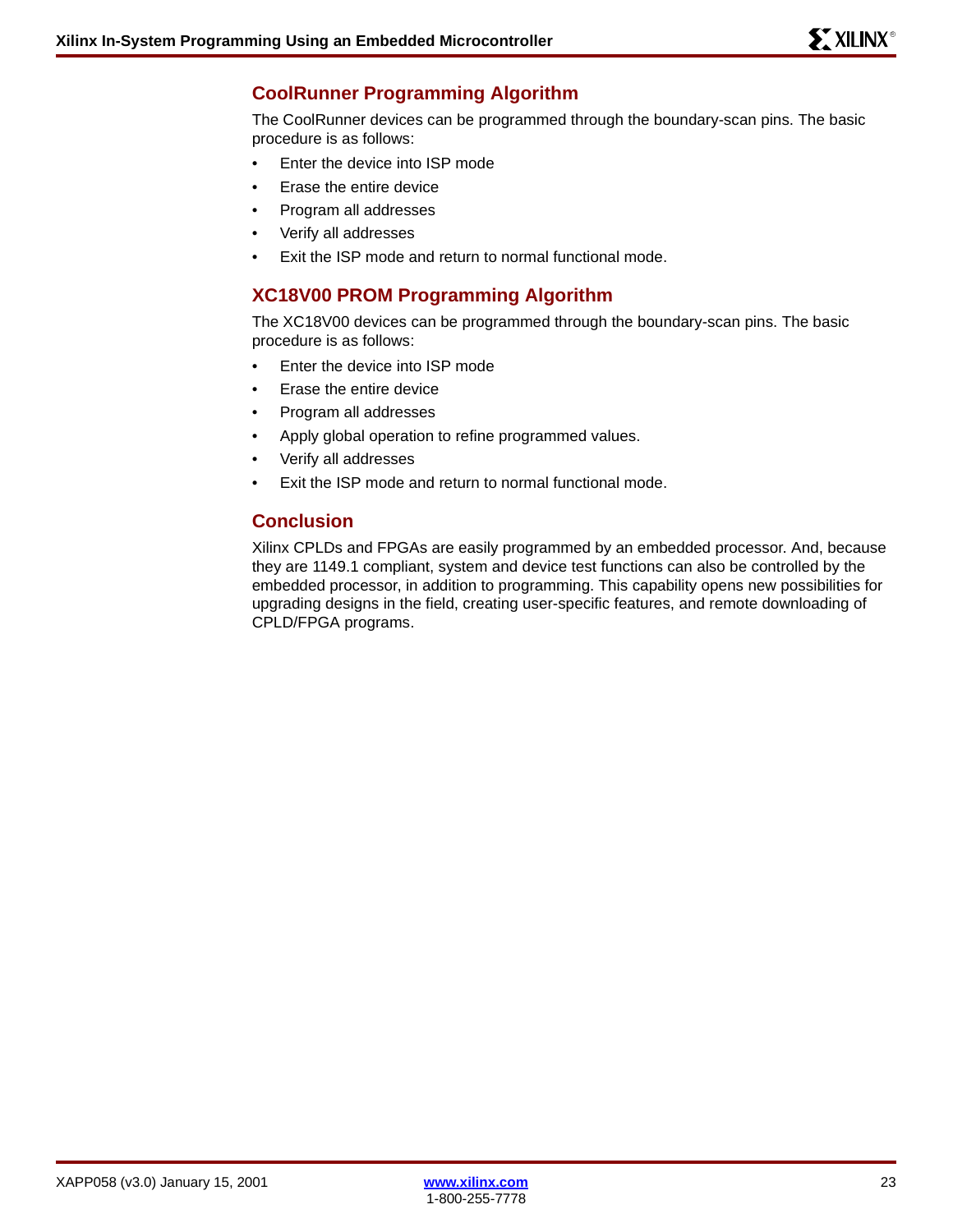## CoolRunner Programming Algorithm

The CoolRunner devices can be programmed through the boundary-scan pins. The basic procedure is as follows:

- Enter the device into ISP mode
- Erase the entire device
- Program all addresses
- Verify all addresses
- Exit the ISP mode and return to normal functional mode.

## XC18V00 PROM Programming Algorithm

The XC18V00 devices can be programmed through the boundary-scan pins. The basic procedure is as follows:

- Enter the device into ISP mode
- Erase the entire device
- Program all addresses
- Apply global operation to refine programmed values.
- Verify all addresses
- Exit the ISP mode and return to normal functional mode.

## Conclusion

Xilinx CPLDs and FPGAs are easily programmed by an embedded processor. And, because they are 1149.1 compliant, system and device test functions can also be controlled by the embedded processor, in addition to programming. This capability opens new possibilities for upgrading designs in the field, creating user-specific features, and remote downloading of CPLD/FPGA programs.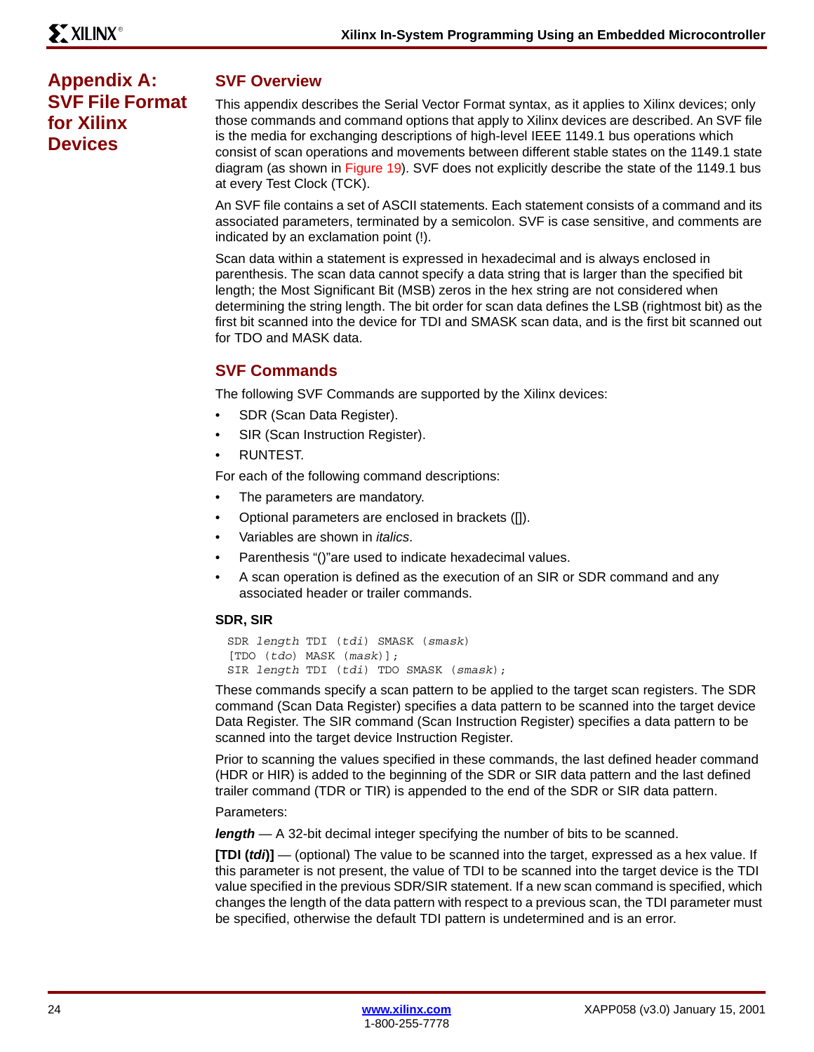# Appendix A: SVF File Format for Xilinx Devices

## SVF Overview

This appendix describes the Serial Vector Format syntax, as it applies to Xilinx devices; only those commands and command options that apply to Xilinx devices are described. An SVF file is the media for exchanging descriptions of high-level IEEE 1149.1 bus operations which consist of scan operations and movements between different stable states on the 1149.1 state diagram (as shown in Figure 19). SVF does not explicitly describe the state of the 1149.1 bus at every Test Clock (TCK).

An SVF file contains a set of ASCII statements. Each statement consists of a command and its associated parameters, terminated by a semicolon. SVF is case sensitive, and comments are indicated by an exclamation point (!).

Scan data within a statement is expressed in hexadecimal and is always enclosed in parenthesis. The scan data cannot specify a data string that is larger than the specified bit length; the Most Significant Bit (MSB) zeros in the hex string are not considered when determining the string length. The bit order for scan data defines the LSB (rightmost bit) as the first bit scanned into the device for TDI and SMASK scan data, and is the first bit scanned out for TDO and MASK data.

## SVF Commands

The following SVF Commands are supported by the Xilinx devices:

- SDR (Scan Data Register).
- SIR (Scan Instruction Register).
- RUNTEST.

For each of the following command descriptions:

- The parameters are mandatory.
- Optional parameters are enclosed in brackets ([]).
- Variables are shown in *italics*.
- Parenthesis "()"are used to indicate hexadecimal values.
- A scan operation is defined as the execution of an SIR or SDR command and any associated header or trailer commands.

### SDR, SIR

```
SDR length TDI (tdi) SMASK (smask)
[TDO (tdo) MASK (mask)];
SIR length TDI (tdi) TDO SMASK (smask);
```

These commands specify a scan pattern to be applied to the target scan registers. The SDR command (Scan Data Register) specifies a data pattern to be scanned into the target device Data Register. The SIR command (Scan Instruction Register) specifies a data pattern to be scanned into the target device Instruction Register.

Prior to scanning the values specified in these commands, the last defined header command (HDR or HIR) is added to the beginning of the SDR or SIR data pattern and the last defined trailer command (TDR or TIR) is appended to the end of the SDR or SIR data pattern.

Parameters:

***length*** — A 32-bit decimal integer specifying the number of bits to be scanned.

**[TDI (*tdi*)]** — (optional) The value to be scanned into the target, expressed as a hex value. If this parameter is not present, the value of TDI to be scanned into the target device is the TDI value specified in the previous SDR/SIR statement. If a new scan command is specified, which changes the length of the data pattern with respect to a previous scan, the TDI parameter must be specified, otherwise the default TDI pattern is undetermined and is an error.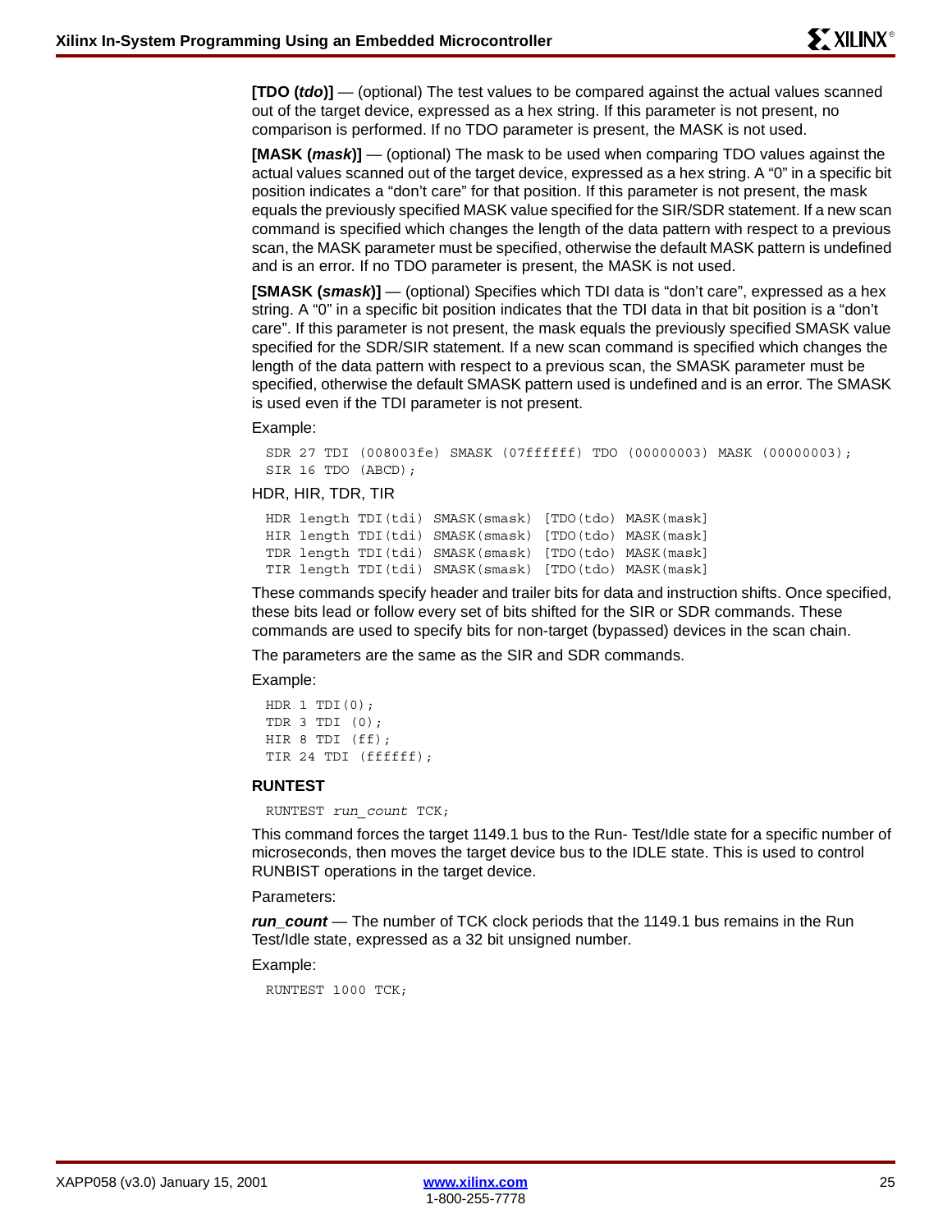**[TDO (*tdo*)]** — (optional) The test values to be compared against the actual values scanned out of the target device, expressed as a hex string. If this parameter is not present, no comparison is performed. If no TDO parameter is present, the MASK is not used.

**[MASK (*mask*)]** — (optional) The mask to be used when comparing TDO values against the actual values scanned out of the target device, expressed as a hex string. A "0" in a specific bit position indicates a "don't care" for that position. If this parameter is not present, the mask equals the previously specified MASK value specified for the SIR/SDR statement. If a new scan command is specified which changes the length of the data pattern with respect to a previous scan, the MASK parameter must be specified, otherwise the default MASK pattern is undefined and is an error. If no TDO parameter is present, the MASK is not used.

**[SMASK (*smask*)]** — (optional) Specifies which TDI data is "don't care", expressed as a hex string. A "0" in a specific bit position indicates that the TDI data in that bit position is a "don't care". If this parameter is not present, the mask equals the previously specified SMASK value specified for the SDR/SIR statement. If a new scan command is specified which changes the length of the data pattern with respect to a previous scan, the SMASK parameter must be specified, otherwise the default SMASK pattern used is undefined and is an error. The SMASK is used even if the TDI parameter is not present.

Example:

```
SDR 27 TDI (008003fe) SMASK (07ffffff) TDO (00000003) MASK (00000003);
SIR 16 TDO (ABCD);
```

HDR, HIR, TDR, TIR

```
HDR length TDI(tdi) SMASK(smask) [TDO(tdo) MASK(mask]
HIR length TDI(tdi) SMASK(smask) [TDO(tdo) MASK(mask]
TDR length TDI(tdi) SMASK(smask) [TDO(tdo) MASK(mask]
TIR length TDI(tdi) SMASK(smask) [TDO(tdo) MASK(mask]
```

These commands specify header and trailer bits for data and instruction shifts. Once specified, these bits lead or follow every set of bits shifted for the SIR or SDR commands. These commands are used to specify bits for non-target (bypassed) devices in the scan chain.

The parameters are the same as the SIR and SDR commands.

Example:

```
HDR 1 TDI(0);
TDR 3 TDI (0);
HIR 8 TDI (ff);
TIR 24 TDI (ffffff);
```

### RUNTEST

```
RUNTEST run_count TCK;
```

This command forces the target 1149.1 bus to the Run- Test/Idle state for a specific number of microseconds, then moves the target device bus to the IDLE state. This is used to control RUNBIST operations in the target device.

Parameters:

***run_count*** — The number of TCK clock periods that the 1149.1 bus remains in the Run Test/Idle state, expressed as a 32 bit unsigned number.

Example:

```
RUNTEST 1000 TCK;
```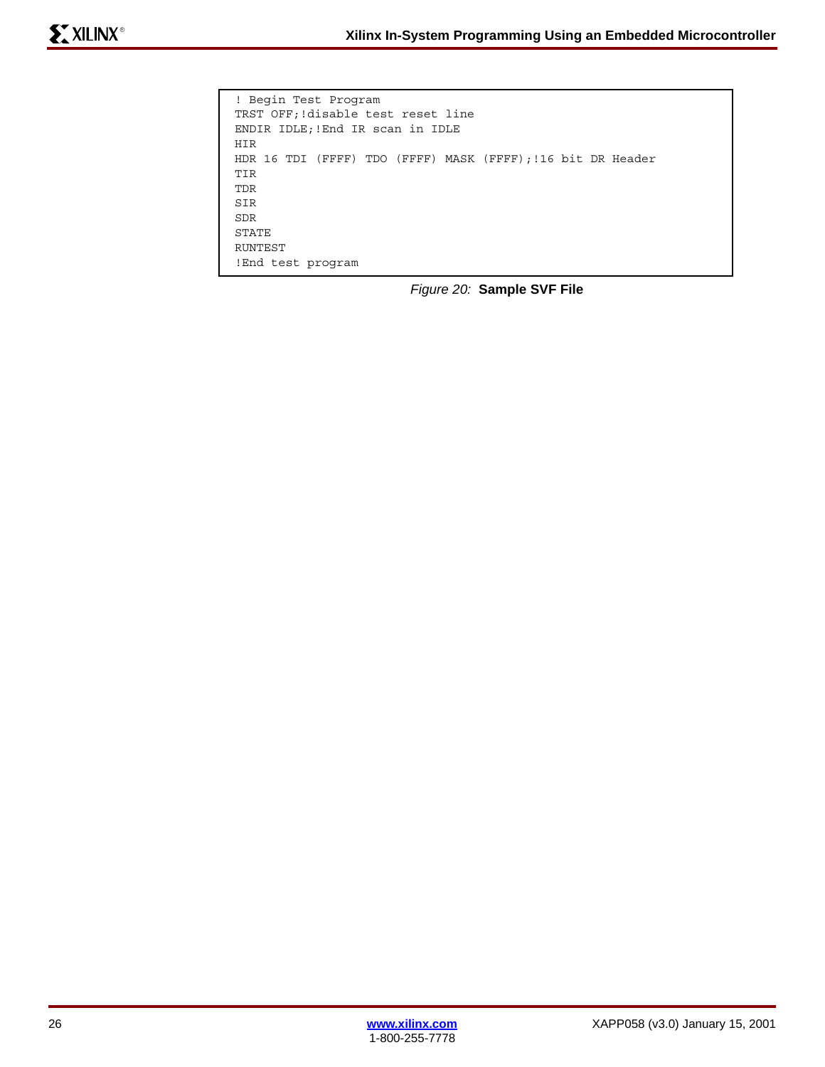```
! Begin Test Program
TRST OFF;!disable test reset line
ENDIR IDLE;!End IR scan in IDLE
HIR
HDR 16 TDI (FFFF) TDO (FFFF) MASK (FFFF);!16 bit DR Header
TIR
TDR
SIR
SDR
STATE
RUNTEST
!End test program
```

*Figure 20:* **Sample SVF File**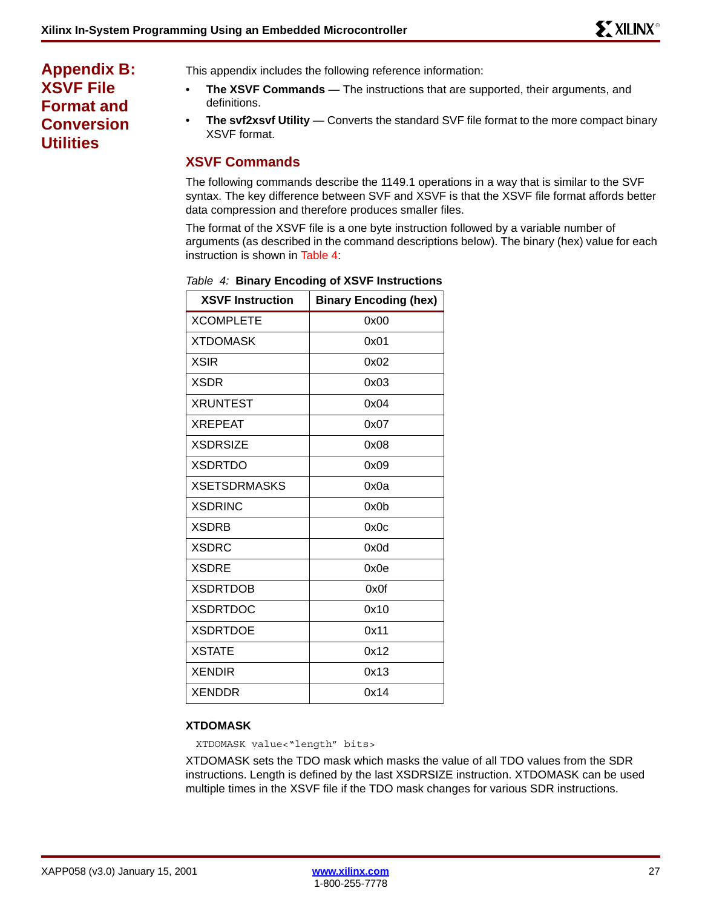# Appendix B: XSVF File Format and Conversion Utilities

This appendix includes the following reference information:

- **The XSVF Commands** — The instructions that are supported, their arguments, and definitions.
- **The svf2xsvf Utility** — Converts the standard SVF file format to the more compact binary XSVF format.

## XSVF Commands

The following commands describe the 1149.1 operations in a way that is similar to the SVF syntax. The key difference between SVF and XSVF is that the XSVF file format affords better data compression and therefore produces smaller files.

The format of the XSVF file is a one byte instruction followed by a variable number of arguments (as described in the command descriptions below). The binary (hex) value for each instruction is shown in Table 4:

*Table 4:* **Binary Encoding of XSVF Instructions**

| XSVF Instruction | Binary Encoding (hex) |
|---|---|
| XCOMPLETE | 0x00 |
| XTDOMASK | 0x01 |
| XSIR | 0x02 |
| XSDR | 0x03 |
| XRUNTEST | 0x04 |
| XREPEAT | 0x07 |
| XSDRSIZE | 0x08 |
| XSDRTDO | 0x09 |
| XSETSDRMASKS | 0x0a |
| XSDRINC | 0x0b |
| XSDRB | 0x0c |
| XSDRC | 0x0d |
| XSDRE | 0x0e |
| XSDRTDOB | 0x0f |
| XSDRTDOC | 0x10 |
| XSDRTDOE | 0x11 |
| XSTATE | 0x12 |
| XENDIR | 0x13 |
| XENDDR | 0x14 |

### XTDOMASK

```
XTDOMASK value<"length" bits>
```

XTDOMASK sets the TDO mask which masks the value of all TDO values from the SDR instructions. Length is defined by the last XSDRSIZE instruction. XTDOMASK can be used multiple times in the XSVF file if the TDO mask changes for various SDR instructions.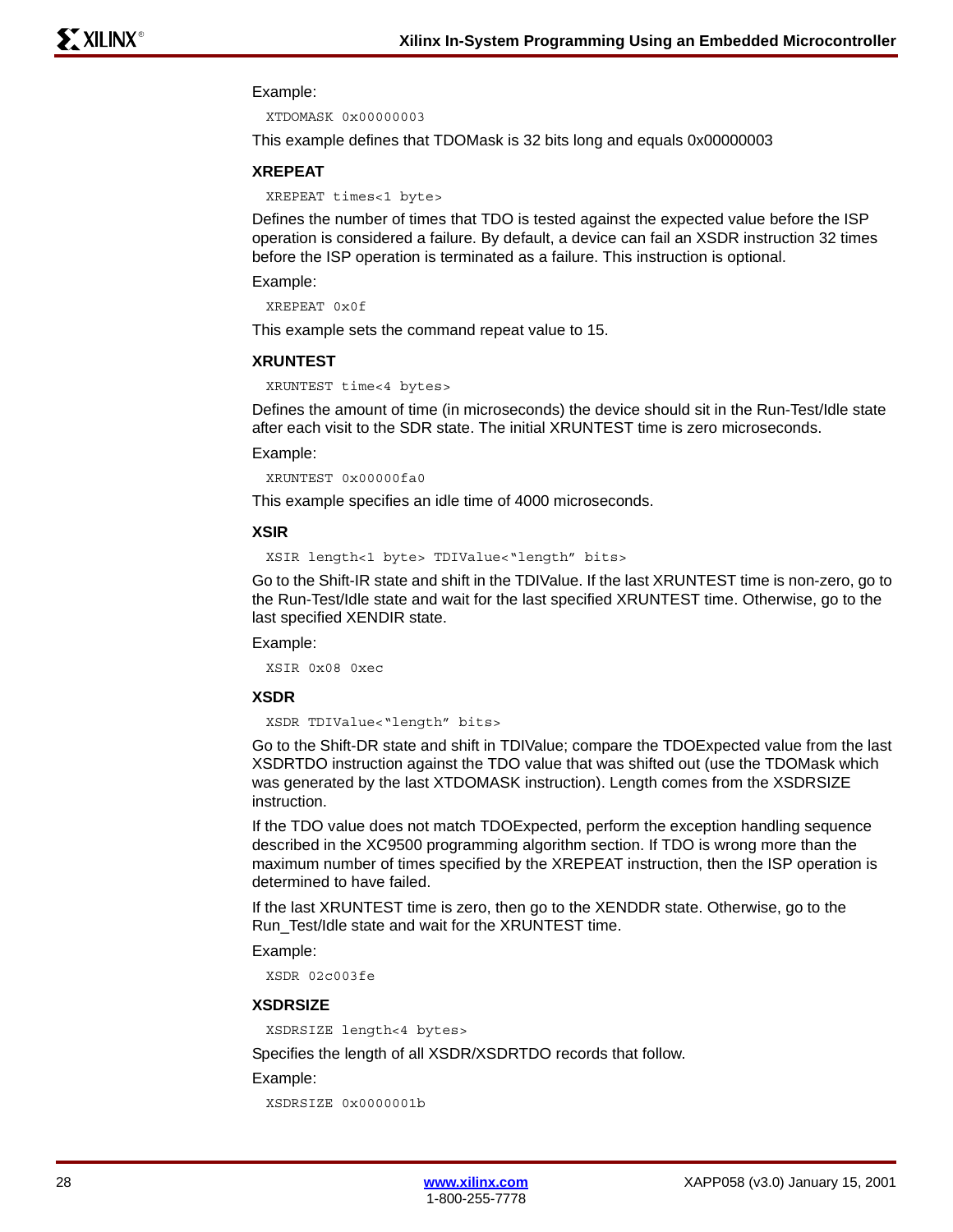Example:

```
XTDOMASK 0x00000003
```

This example defines that TDOMask is 32 bits long and equals 0x00000003

### XREPEAT

```
XREPEAT times<1 byte>
```

Defines the number of times that TDO is tested against the expected value before the ISP operation is considered a failure. By default, a device can fail an XSDR instruction 32 times before the ISP operation is terminated as a failure. This instruction is optional.

Example:

```
XREPEAT 0x0f
```

This example sets the command repeat value to 15.

### XRUNTEST

```
XRUNTEST time<4 bytes>
```

Defines the amount of time (in microseconds) the device should sit in the Run-Test/Idle state after each visit to the SDR state. The initial XRUNTEST time is zero microseconds.

Example:

```
XRUNTEST 0x00000fa0
```

This example specifies an idle time of 4000 microseconds.

### XSIR

```
XSIR length<1 byte> TDIValue<"length" bits>
```

Go to the Shift-IR state and shift in the TDIValue. If the last XRUNTEST time is non-zero, go to the Run-Test/Idle state and wait for the last specified XRUNTEST time. Otherwise, go to the last specified XENDIR state.

Example:

```
XSIR 0x08 0xec
```

### XSDR

```
XSDR TDIValue<"length" bits>
```

Go to the Shift-DR state and shift in TDIValue; compare the TDOExpected value from the last XSDRTDO instruction against the TDO value that was shifted out (use the TDOMask which was generated by the last XTDOMASK instruction). Length comes from the XSDRSIZE instruction.

If the TDO value does not match TDOExpected, perform the exception handling sequence described in the XC9500 programming algorithm section. If TDO is wrong more than the maximum number of times specified by the XREPEAT instruction, then the ISP operation is determined to have failed.

If the last XRUNTEST time is zero, then go to the XENDDR state. Otherwise, go to the Run_Test/Idle state and wait for the XRUNTEST time.

Example:

```
XSDR 02c003fe
```

### XSDRSIZE

```
XSDRSIZE length<4 bytes>
```

Specifies the length of all XSDR/XSDRTDO records that follow.

Example:

```
XSDRSIZE 0x0000001b
```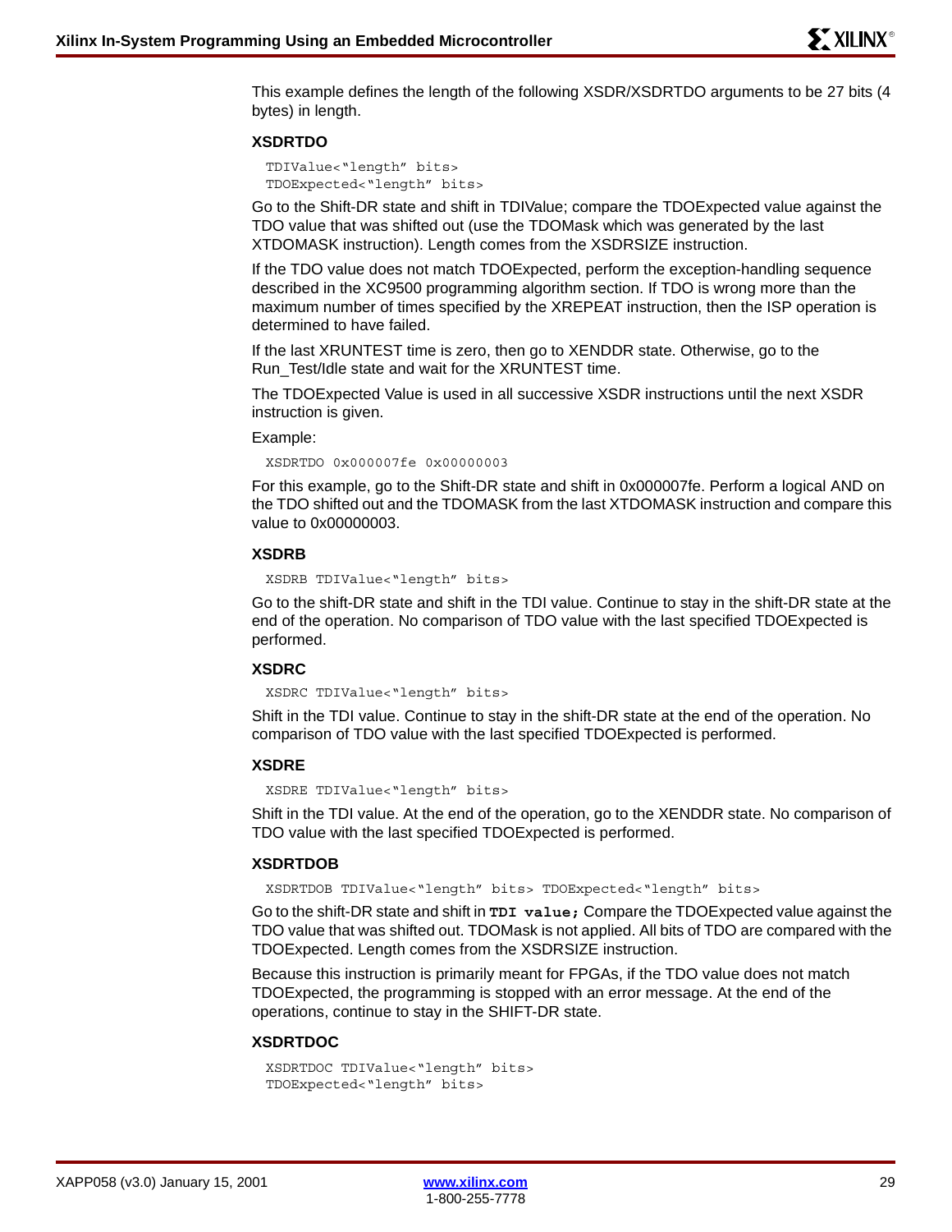This example defines the length of the following XSDR/XSDRTDO arguments to be 27 bits (4 bytes) in length.

### XSDRTDO

```
TDIValue<"length" bits>
TDOExpected<"length" bits>
```

Go to the Shift-DR state and shift in TDIValue; compare the TDOExpected value against the TDO value that was shifted out (use the TDOMask which was generated by the last XTDOMASK instruction). Length comes from the XSDRSIZE instruction.

If the TDO value does not match TDOExpected, perform the exception-handling sequence described in the XC9500 programming algorithm section. If TDO is wrong more than the maximum number of times specified by the XREPEAT instruction, then the ISP operation is determined to have failed.

If the last XRUNTEST time is zero, then go to XENDDR state. Otherwise, go to the Run_Test/Idle state and wait for the XRUNTEST time.

The TDOExpected Value is used in all successive XSDR instructions until the next XSDR instruction is given.

Example:

```
XSDRTDO 0x000007fe 0x00000003
```

For this example, go to the Shift-DR state and shift in 0x000007fe. Perform a logical AND on the TDO shifted out and the TDOMASK from the last XTDOMASK instruction and compare this value to 0x00000003.

### XSDRB

```
XSDRB TDIValue<"length" bits>
```

Go to the shift-DR state and shift in the TDI value. Continue to stay in the shift-DR state at the end of the operation. No comparison of TDO value with the last specified TDOExpected is performed.

### XSDRC

```
XSDRC TDIValue<"length" bits>
```

Shift in the TDI value. Continue to stay in the shift-DR state at the end of the operation. No comparison of TDO value with the last specified TDOExpected is performed.

### XSDRE

```
XSDRE TDIValue<"length" bits>
```

Shift in the TDI value. At the end of the operation, go to the XENDDR state. No comparison of TDO value with the last specified TDOExpected is performed.

### XSDRTDOB

```
XSDRTDOB TDIValue<"length" bits> TDOExpected<"length" bits>
```

Go to the shift-DR state and shift in `TDI value;` Compare the TDOExpected value against the TDO value that was shifted out. TDOMask is not applied. All bits of TDO are compared with the TDOExpected. Length comes from the XSDRSIZE instruction.

Because this instruction is primarily meant for FPGAs, if the TDO value does not match TDOExpected, the programming is stopped with an error message. At the end of the operations, continue to stay in the SHIFT-DR state.

### XSDRTDOC

```
XSDRTDOC TDIValue<"length" bits>
TDOExpected<"length" bits>
```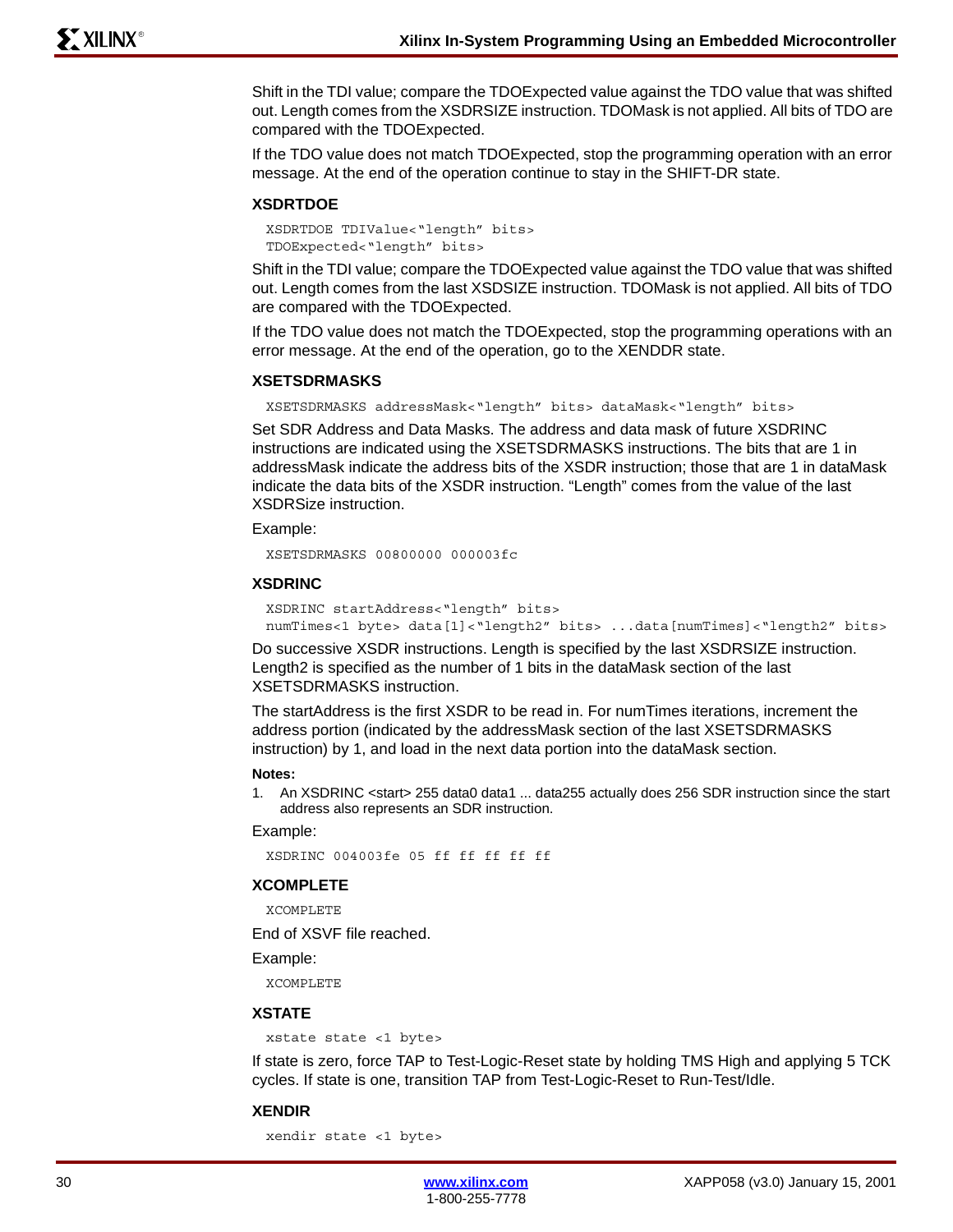Shift in the TDI value; compare the TDOExpected value against the TDO value that was shifted out. Length comes from the XSDRSIZE instruction. TDOMask is not applied. All bits of TDO are compared with the TDOExpected.

If the TDO value does not match TDOExpected, stop the programming operation with an error message. At the end of the operation continue to stay in the SHIFT-DR state.

### XSDRTDOE

```
XSDRTDOE TDIValue<"length" bits>
TDOExpected<"length" bits>
```

Shift in the TDI value; compare the TDOExpected value against the TDO value that was shifted out. Length comes from the last XSDSIZE instruction. TDOMask is not applied. All bits of TDO are compared with the TDOExpected.

If the TDO value does not match the TDOExpected, stop the programming operations with an error message. At the end of the operation, go to the XENDDR state.

### XSETSDRMASKS

```
XSETSDRMASKS addressMask<"length" bits> dataMask<"length" bits>
```

Set SDR Address and Data Masks. The address and data mask of future XSDRINC instructions are indicated using the XSETSDRMASKS instructions. The bits that are 1 in addressMask indicate the address bits of the XSDR instruction; those that are 1 in dataMask indicate the data bits of the XSDR instruction. "Length" comes from the value of the last XSDRSize instruction.

Example:

```
XSETSDRMASKS 00800000 000003fc
```

### XSDRINC

```
XSDRINC startAddress<"length" bits>
numTimes<1 byte> data[1]<"length2" bits> ...data[numTimes]<"length2" bits>
```

Do successive XSDR instructions. Length is specified by the last XSDRSIZE instruction. Length2 is specified as the number of 1 bits in the dataMask section of the last XSETSDRMASKS instruction.

The startAddress is the first XSDR to be read in. For numTimes iterations, increment the address portion (indicated by the addressMask section of the last XSETSDRMASKS instruction) by 1, and load in the next data portion into the dataMask section.

**Notes:**

1. An XSDRINC <start> 255 data0 data1 ... data255 actually does 256 SDR instruction since the start address also represents an SDR instruction.

Example:

```
XSDRINC 004003fe 05 ff ff ff ff ff
```

### XCOMPLETE

```
XCOMPLETE
```

End of XSVF file reached.

Example:

```
XCOMPLETE
```

### XSTATE

```
xstate state <1 byte>
```

If state is zero, force TAP to Test-Logic-Reset state by holding TMS High and applying 5 TCK cycles. If state is one, transition TAP from Test-Logic-Reset to Run-Test/Idle.

### XENDIR

```
xendir state <1 byte>
```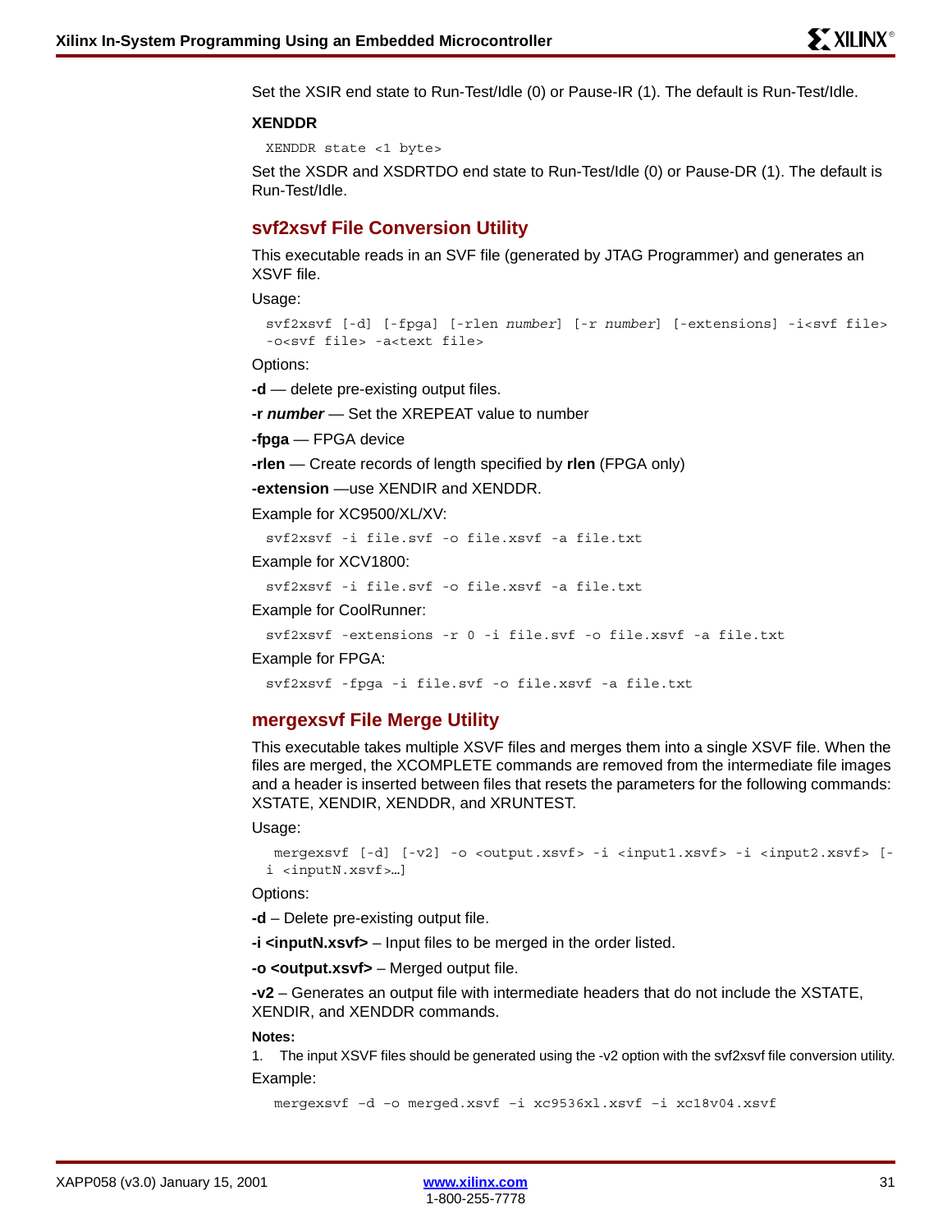Set the XSIR end state to Run-Test/Idle (0) or Pause-IR (1). The default is Run-Test/Idle.

### XENDDR

```
XENDDR state <1 byte>
```

Set the XSDR and XSDRTDO end state to Run-Test/Idle (0) or Pause-DR (1). The default is Run-Test/Idle.

## svf2xsvf File Conversion Utility

This executable reads in an SVF file (generated by JTAG Programmer) and generates an XSVF file.

Usage:

```
svf2xsvf [-d] [-fpga] [-rlen number] [-r number] [-extensions] -i<svf file>
-o<svf file> -a<text file>
```

Options:

**-d** — delete pre-existing output files.

**-r *number*** — Set the XREPEAT value to number

**-fpga** — FPGA device

**-rlen** — Create records of length specified by **rlen** (FPGA only)

**-extension** —use XENDIR and XENDDR.

Example for XC9500/XL/XV:

```
svf2xsvf -i file.svf -o file.xsvf -a file.txt
```

Example for XCV1800:

```
svf2xsvf -i file.svf -o file.xsvf -a file.txt
```

Example for CoolRunner:

```
svf2xsvf -extensions -r 0 -i file.svf -o file.xsvf -a file.txt
```

Example for FPGA:

```
svf2xsvf -fpga -i file.svf -o file.xsvf -a file.txt
```

## mergexsvf File Merge Utility

This executable takes multiple XSVF files and merges them into a single XSVF file. When the files are merged, the XCOMPLETE commands are removed from the intermediate file images and a header is inserted between files that resets the parameters for the following commands: XSTATE, XENDIR, XENDDR, and XRUNTEST.

Usage:

```
 mergexsvf [-d] [-v2] -o <output.xsvf> -i <input1.xsvf> -i <input2.xsvf> [-
i <inputN.xsvf>…]
```

Options:

**-d** – Delete pre-existing output file.

**-i <inputN.xsvf>** – Input files to be merged in the order listed.

**-o <output.xsvf>** – Merged output file.

**-v2** – Generates an output file with intermediate headers that do not include the XSTATE, XENDIR, and XENDDR commands.

**Notes:**

1. The input XSVF files should be generated using the -v2 option with the svf2xsvf file conversion utility.

Example:

```
 mergexsvf –d –o merged.xsvf –i xc9536xl.xsvf –i xc18v04.xsvf
```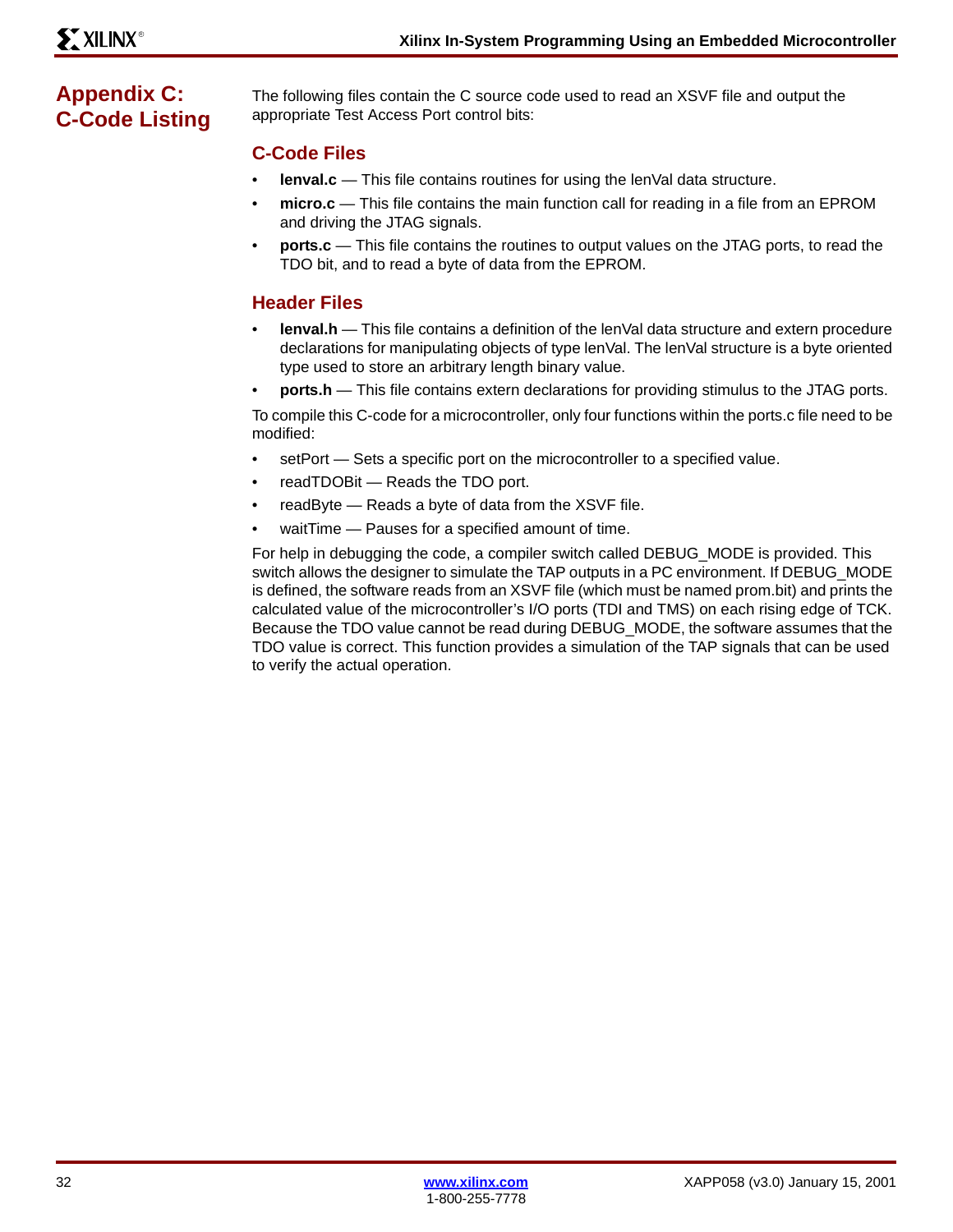# Appendix C: C-Code Listing

The following files contain the C source code used to read an XSVF file and output the appropriate Test Access Port control bits:

## C-Code Files

- **lenval.c** — This file contains routines for using the lenVal data structure.
- **micro.c** — This file contains the main function call for reading in a file from an EPROM and driving the JTAG signals.
- **ports.c** — This file contains the routines to output values on the JTAG ports, to read the TDO bit, and to read a byte of data from the EPROM.

## Header Files

- **lenval.h** — This file contains a definition of the lenVal data structure and extern procedure declarations for manipulating objects of type lenVal. The lenVal structure is a byte oriented type used to store an arbitrary length binary value.
- **ports.h** — This file contains extern declarations for providing stimulus to the JTAG ports.

To compile this C-code for a microcontroller, only four functions within the ports.c file need to be modified:

- setPort — Sets a specific port on the microcontroller to a specified value.
- readTDOBit — Reads the TDO port.
- readByte — Reads a byte of data from the XSVF file.
- waitTime — Pauses for a specified amount of time.

For help in debugging the code, a compiler switch called DEBUG_MODE is provided. This switch allows the designer to simulate the TAP outputs in a PC environment. If DEBUG_MODE is defined, the software reads from an XSVF file (which must be named prom.bit) and prints the calculated value of the microcontroller's I/O ports (TDI and TMS) on each rising edge of TCK. Because the TDO value cannot be read during DEBUG_MODE, the software assumes that the TDO value is correct. This function provides a simulation of the TAP signals that can be used to verify the actual operation.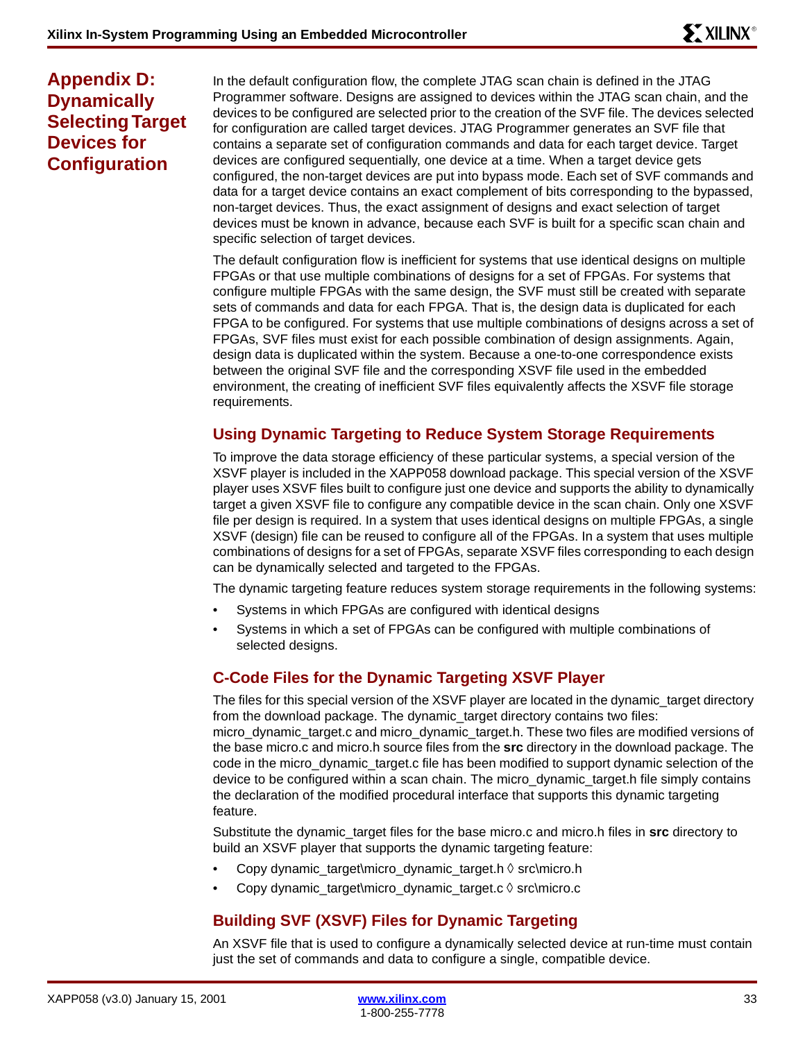## Appendix D: Dynamically Selecting Target Devices for Configuration

In the default configuration flow, the complete JTAG scan chain is defined in the JTAG Programmer software. Designs are assigned to devices within the JTAG scan chain, and the devices to be configured are selected prior to the creation of the SVF file. The devices selected for configuration are called target devices. JTAG Programmer generates an SVF file that contains a separate set of configuration commands and data for each target device. Target devices are configured sequentially, one device at a time. When a target device gets configured, the non-target devices are put into bypass mode. Each set of SVF commands and data for a target device contains an exact complement of bits corresponding to the bypassed, non-target devices. Thus, the exact assignment of designs and exact selection of target devices must be known in advance, because each SVF is built for a specific scan chain and specific selection of target devices.

The default configuration flow is inefficient for systems that use identical designs on multiple FPGAs or that use multiple combinations of designs for a set of FPGAs. For systems that configure multiple FPGAs with the same design, the SVF must still be created with separate sets of commands and data for each FPGA. That is, the design data is duplicated for each FPGA to be configured. For systems that use multiple combinations of designs across a set of FPGAs, SVF files must exist for each possible combination of design assignments. Again, design data is duplicated within the system. Because a one-to-one correspondence exists between the original SVF file and the corresponding XSVF file used in the embedded environment, the creating of inefficient SVF files equivalently affects the XSVF file storage requirements.

### Using Dynamic Targeting to Reduce System Storage Requirements

To improve the data storage efficiency of these particular systems, a special version of the XSVF player is included in the XAPP058 download package. This special version of the XSVF player uses XSVF files built to configure just one device and supports the ability to dynamically target a given XSVF file to configure any compatible device in the scan chain. Only one XSVF file per design is required. In a system that uses identical designs on multiple FPGAs, a single XSVF (design) file can be reused to configure all of the FPGAs. In a system that uses multiple combinations of designs for a set of FPGAs, separate XSVF files corresponding to each design can be dynamically selected and targeted to the FPGAs.

The dynamic targeting feature reduces system storage requirements in the following systems:

- Systems in which FPGAs are configured with identical designs
- Systems in which a set of FPGAs can be configured with multiple combinations of selected designs.

### C-Code Files for the Dynamic Targeting XSVF Player

The files for this special version of the XSVF player are located in the dynamic_target directory from the download package. The dynamic_target directory contains two files: micro_dynamic_target.c and micro_dynamic_target.h. These two files are modified versions of the base micro.c and micro.h source files from the **src** directory in the download package. The code in the micro_dynamic_target.c file has been modified to support dynamic selection of the device to be configured within a scan chain. The micro_dynamic_target.h file simply contains the declaration of the modified procedural interface that supports this dynamic targeting feature.

Substitute the dynamic_target files for the base micro.c and micro.h files in **src** directory to build an XSVF player that supports the dynamic targeting feature:

- Copy dynamic_target\micro_dynamic_target.h ◊ src\micro.h
- Copy dynamic_target\micro_dynamic_target.c ◊ src\micro.c

### Building SVF (XSVF) Files for Dynamic Targeting

An XSVF file that is used to configure a dynamically selected device at run-time must contain just the set of commands and data to configure a single, compatible device.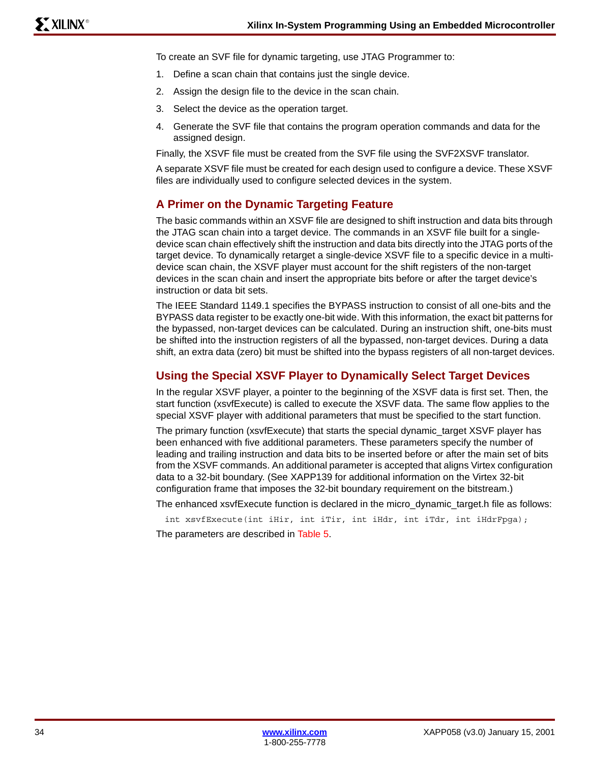To create an SVF file for dynamic targeting, use JTAG Programmer to:

1. Define a scan chain that contains just the single device.
2. Assign the design file to the device in the scan chain.
3. Select the device as the operation target.
4. Generate the SVF file that contains the program operation commands and data for the assigned design.

Finally, the XSVF file must be created from the SVF file using the SVF2XSVF translator.

A separate XSVF file must be created for each design used to configure a device. These XSVF files are individually used to configure selected devices in the system.

## A Primer on the Dynamic Targeting Feature

The basic commands within an XSVF file are designed to shift instruction and data bits through the JTAG scan chain into a target device. The commands in an XSVF file built for a single-device scan chain effectively shift the instruction and data bits directly into the JTAG ports of the target device. To dynamically retarget a single-device XSVF file to a specific device in a multi-device scan chain, the XSVF player must account for the shift registers of the non-target devices in the scan chain and insert the appropriate bits before or after the target device's instruction or data bit sets.

The IEEE Standard 1149.1 specifies the BYPASS instruction to consist of all one-bits and the BYPASS data register to be exactly one-bit wide. With this information, the exact bit patterns for the bypassed, non-target devices can be calculated. During an instruction shift, one-bits must be shifted into the instruction registers of all the bypassed, non-target devices. During a data shift, an extra data (zero) bit must be shifted into the bypass registers of all non-target devices.

## Using the Special XSVF Player to Dynamically Select Target Devices

In the regular XSVF player, a pointer to the beginning of the XSVF data is first set. Then, the start function (xsvfExecute) is called to execute the XSVF data. The same flow applies to the special XSVF player with additional parameters that must be specified to the start function.

The primary function (xsvfExecute) that starts the special dynamic_target XSVF player has been enhanced with five additional parameters. These parameters specify the number of leading and trailing instruction and data bits to be inserted before or after the main set of bits from the XSVF commands. An additional parameter is accepted that aligns Virtex configuration data to a 32-bit boundary. (See XAPP139 for additional information on the Virtex 32-bit configuration frame that imposes the 32-bit boundary requirement on the bitstream.)

The enhanced xsvfExecute function is declared in the micro_dynamic_target.h file as follows:

```
int xsvfExecute(int iHir, int iTir, int iHdr, int iTdr, int iHdrFpga);
```

The parameters are described in Table 5.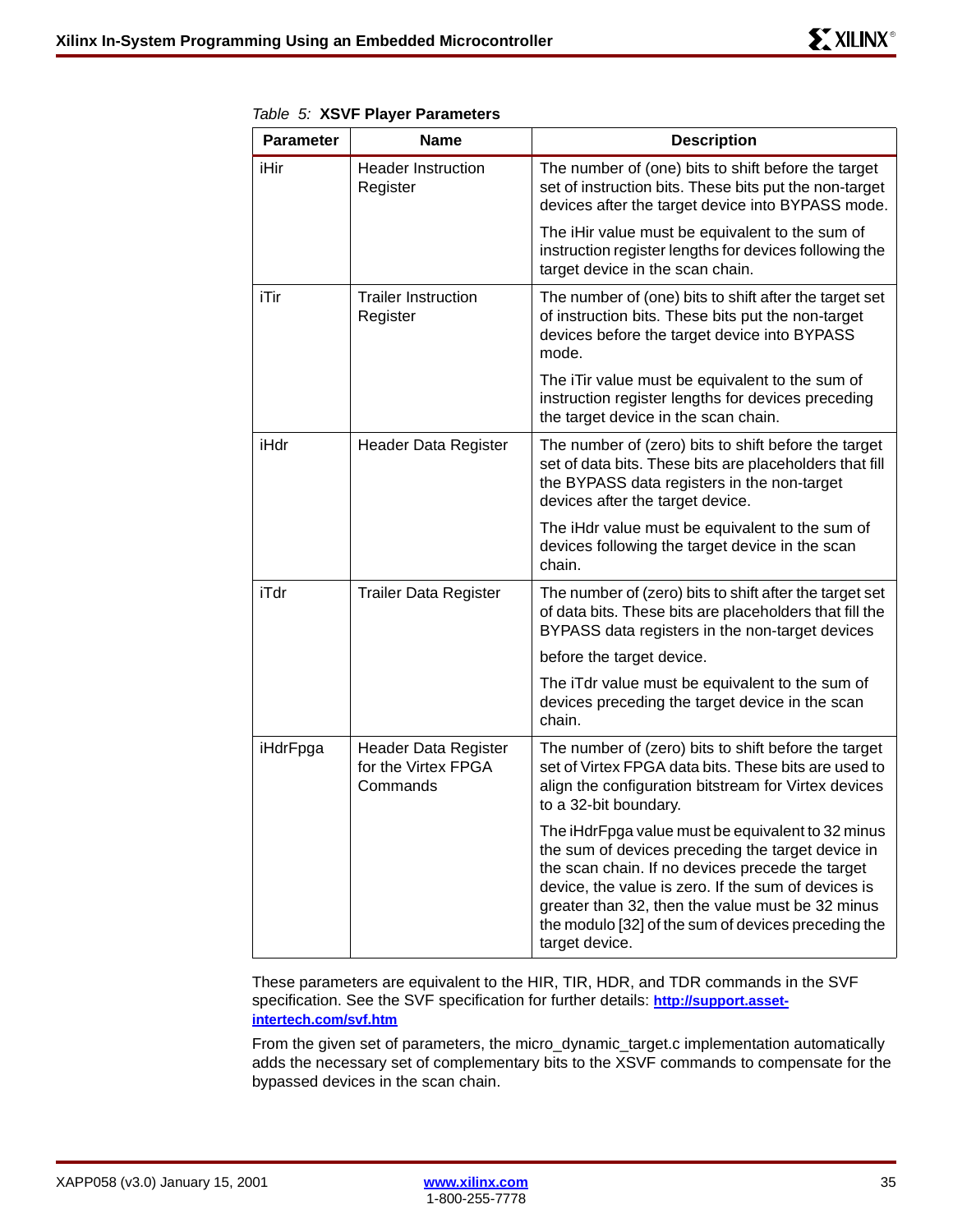*Table 5:* **XSVF Player Parameters**

| Parameter | Name | Description |
|---|---|---|
| iHir | Header Instruction Register | The number of (one) bits to shift before the target set of instruction bits. These bits put the non-target devices after the target device into BYPASS mode.<br><br>The iHir value must be equivalent to the sum of instruction register lengths for devices following the target device in the scan chain. |
| iTir | Trailer Instruction Register | The number of (one) bits to shift after the target set of instruction bits. These bits put the non-target devices before the target device into BYPASS mode.<br><br>The iTir value must be equivalent to the sum of instruction register lengths for devices preceding the target device in the scan chain. |
| iHdr | Header Data Register | The number of (zero) bits to shift before the target set of data bits. These bits are placeholders that fill the BYPASS data registers in the non-target devices after the target device.<br><br>The iHdr value must be equivalent to the sum of devices following the target device in the scan chain. |
| iTdr | Trailer Data Register | The number of (zero) bits to shift after the target set of data bits. These bits are placeholders that fill the BYPASS data registers in the non-target devices<br><br>before the target device.<br><br>The iTdr value must be equivalent to the sum of devices preceding the target device in the scan chain. |
| iHdrFpga | Header Data Register for the Virtex FPGA Commands | The number of (zero) bits to shift before the target set of Virtex FPGA data bits. These bits are used to align the configuration bitstream for Virtex devices to a 32-bit boundary.<br><br>The iHdrFpga value must be equivalent to 32 minus the sum of devices preceding the target device in the scan chain. If no devices precede the target device, the value is zero. If the sum of devices is greater than 32, then the value must be 32 minus the modulo [32] of the sum of devices preceding the target device. |

These parameters are equivalent to the HIR, TIR, HDR, and TDR commands in the SVF specification. See the SVF specification for further details: **http://support.asset-intertech.com/svf.htm**

From the given set of parameters, the micro_dynamic_target.c implementation automatically adds the necessary set of complementary bits to the XSVF commands to compensate for the bypassed devices in the scan chain.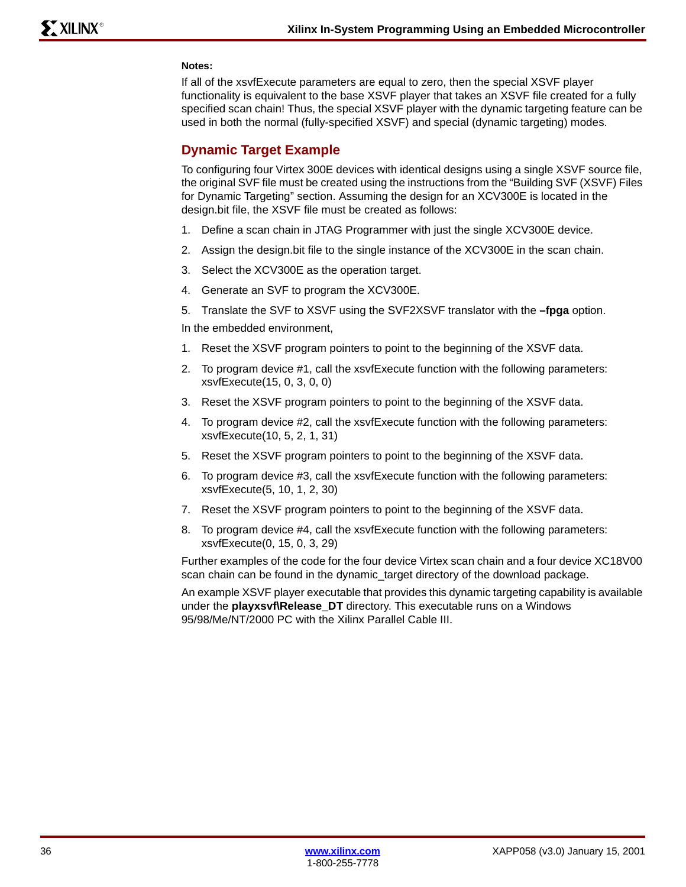**Notes:**

If all of the xsvfExecute parameters are equal to zero, then the special XSVF player functionality is equivalent to the base XSVF player that takes an XSVF file created for a fully specified scan chain! Thus, the special XSVF player with the dynamic targeting feature can be used in both the normal (fully-specified XSVF) and special (dynamic targeting) modes.

## Dynamic Target Example

To configuring four Virtex 300E devices with identical designs using a single XSVF source file, the original SVF file must be created using the instructions from the "Building SVF (XSVF) Files for Dynamic Targeting" section. Assuming the design for an XCV300E is located in the design.bit file, the XSVF file must be created as follows:

1. Define a scan chain in JTAG Programmer with just the single XCV300E device.
2. Assign the design.bit file to the single instance of the XCV300E in the scan chain.
3. Select the XCV300E as the operation target.
4. Generate an SVF to program the XCV300E.
5. Translate the SVF to XSVF using the SVF2XSVF translator with the **–fpga** option.

In the embedded environment,

1. Reset the XSVF program pointers to point to the beginning of the XSVF data.
2. To program device #1, call the xsvfExecute function with the following parameters: xsvfExecute(15, 0, 3, 0, 0)
3. Reset the XSVF program pointers to point to the beginning of the XSVF data.
4. To program device #2, call the xsvfExecute function with the following parameters: xsvfExecute(10, 5, 2, 1, 31)
5. Reset the XSVF program pointers to point to the beginning of the XSVF data.
6. To program device #3, call the xsvfExecute function with the following parameters: xsvfExecute(5, 10, 1, 2, 30)
7. Reset the XSVF program pointers to point to the beginning of the XSVF data.
8. To program device #4, call the xsvfExecute function with the following parameters: xsvfExecute(0, 15, 0, 3, 29)

Further examples of the code for the four device Virtex scan chain and a four device XC18V00 scan chain can be found in the dynamic_target directory of the download package.

An example XSVF player executable that provides this dynamic targeting capability is available under the **playxsvf\Release_DT** directory. This executable runs on a Windows 95/98/Me/NT/2000 PC with the Xilinx Parallel Cable III.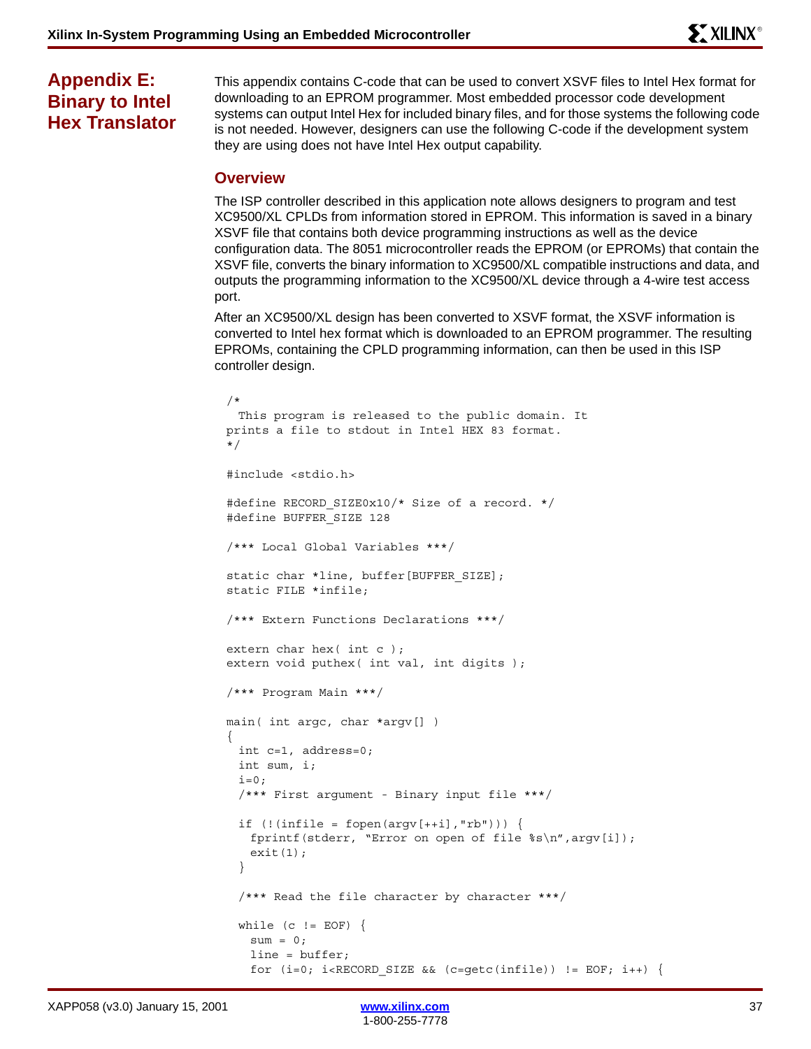# Appendix E: Binary to Intel Hex Translator

This appendix contains C-code that can be used to convert XSVF files to Intel Hex format for downloading to an EPROM programmer. Most embedded processor code development systems can output Intel Hex for included binary files, and for those systems the following code is not needed. However, designers can use the following C-code if the development system they are using does not have Intel Hex output capability.

## Overview

The ISP controller described in this application note allows designers to program and test XC9500/XL CPLDs from information stored in EPROM. This information is saved in a binary XSVF file that contains both device programming instructions as well as the device configuration data. The 8051 microcontroller reads the EPROM (or EPROMs) that contain the XSVF file, converts the binary information to XC9500/XL compatible instructions and data, and outputs the programming information to the XC9500/XL device through a 4-wire test access port.

After an XC9500/XL design has been converted to XSVF format, the XSVF information is converted to Intel hex format which is downloaded to an EPROM programmer. The resulting EPROMs, containing the CPLD programming information, can then be used in this ISP controller design.

```
/*
  This program is released to the public domain. It
prints a file to stdout in Intel HEX 83 format.
*/

#include <stdio.h>

#define RECORD_SIZE0x10/* Size of a record. */
#define BUFFER_SIZE 128

/*** Local Global Variables ***/

static char *line, buffer[BUFFER_SIZE];
static FILE *infile;

/*** Extern Functions Declarations ***/

extern char hex( int c );
extern void puthex( int val, int digits );

/*** Program Main ***/

main( int argc, char *argv[] )
{
  int c=1, address=0;
  int sum, i;
  i=0;
  /*** First argument - Binary input file ***/

  if (!(infile = fopen(argv[++i],"rb"))) {
    fprintf(stderr, "Error on open of file %s\n",argv[i]);
    exit(1);
  }

  /*** Read the file character by character ***/

  while (c != EOF) {
    sum = 0;
    line = buffer;
    for (i=0; i<RECORD_SIZE && (c=getc(infile)) != EOF; i++) {
```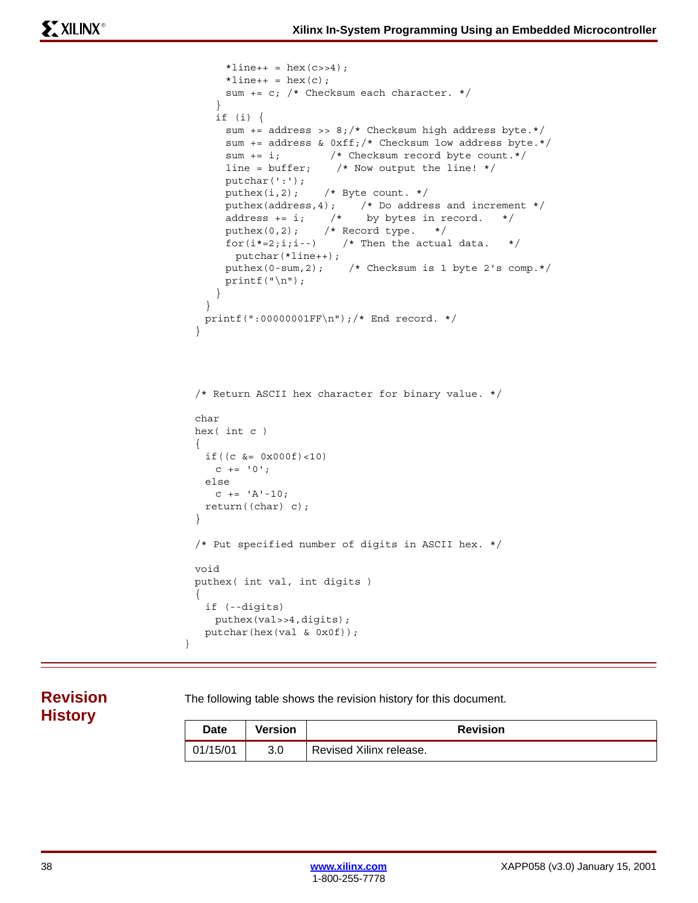```
      *line++ = hex(c>>4);
      *line++ = hex(c);
      sum += c; /* Checksum each character. */
    }
    if (i) {
      sum += address >> 8;/* Checksum high address byte.*/
      sum += address & 0xff;/* Checksum low address byte.*/
      sum += i;        /* Checksum record byte count.*/
      line = buffer;    /* Now output the line! */
      putchar(':');
      puthex(i,2);    /* Byte count. */
      puthex(address,4);    /* Do address and increment */
      address += i;    /*    by bytes in record.   */
      puthex(0,2);    /* Record type.   */
      for(i*=2;i;i--)     /* Then the actual data.   */
        putchar(*line++);
      puthex(0-sum,2);    /* Checksum is 1 byte 2's comp.*/
      printf("\n");
    }
  }
  printf(":00000001FF\n");/* End record. */
}



/* Return ASCII hex character for binary value. */

char
hex( int c )
{
  if((c &= 0x000f)<10)
    c += '0';
  else
    c += 'A'-10;
  return((char) c);
}

/* Put specified number of digits in ASCII hex. */

void
puthex( int val, int digits )
{
  if (--digits)
    puthex(val>>4,digits);
  putchar(hex(val & 0x0f));
}
```

## Revision History

The following table shows the revision history for this document.

| Date | Version | Revision |
|---|---|---|
| 01/15/01 | 3.0 | Revised Xilinx release. |